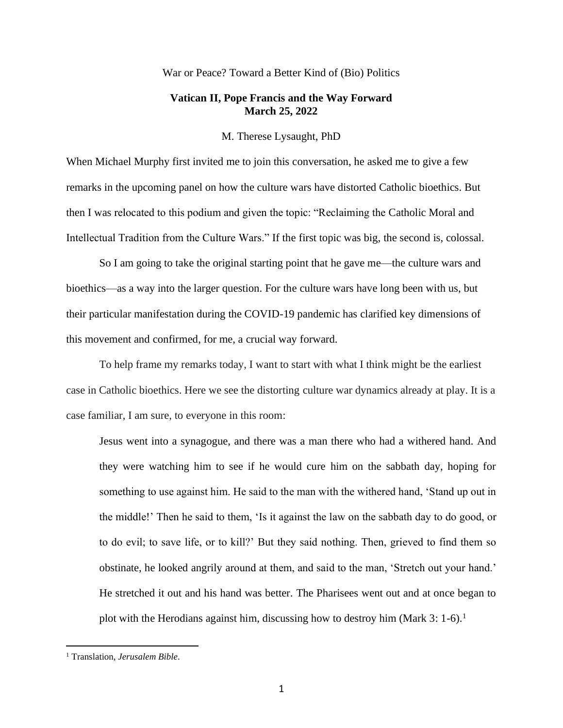War or Peace? Toward a Better Kind of (Bio) Politics

**Vatican II, Pope Francis and the Way Forward**
**March 25, 2022**

M. Therese Lysaught, PhD

When Michael Murphy first invited me to join this conversation, he asked me to give a few remarks in the upcoming panel on how the culture wars have distorted Catholic bioethics. But then I was relocated to this podium and given the topic: "Reclaiming the Catholic Moral and Intellectual Tradition from the Culture Wars." If the first topic was big, the second is, colossal.

So I am going to take the original starting point that he gave me—the culture wars and bioethics—as a way into the larger question. For the culture wars have long been with us, but their particular manifestation during the COVID-19 pandemic has clarified key dimensions of this movement and confirmed, for me, a crucial way forward.

To help frame my remarks today, I want to start with what I think might be the earliest case in Catholic bioethics. Here we see the distorting culture war dynamics already at play. It is a case familiar, I am sure, to everyone in this room:

> Jesus went into a synagogue, and there was a man there who had a withered hand. And they were watching him to see if he would cure him on the sabbath day, hoping for something to use against him. He said to the man with the withered hand, 'Stand up out in the middle!' Then he said to them, 'Is it against the law on the sabbath day to do good, or to do evil; to save life, or to kill?' But they said nothing. Then, grieved to find them so obstinate, he looked angrily around at them, and said to the man, 'Stretch out your hand.' He stretched it out and his hand was better. The Pharisees went out and at once began to plot with the Herodians against him, discussing how to destroy him (Mark 3: 1-6).[1]

[1] Translation, *Jerusalem Bible*.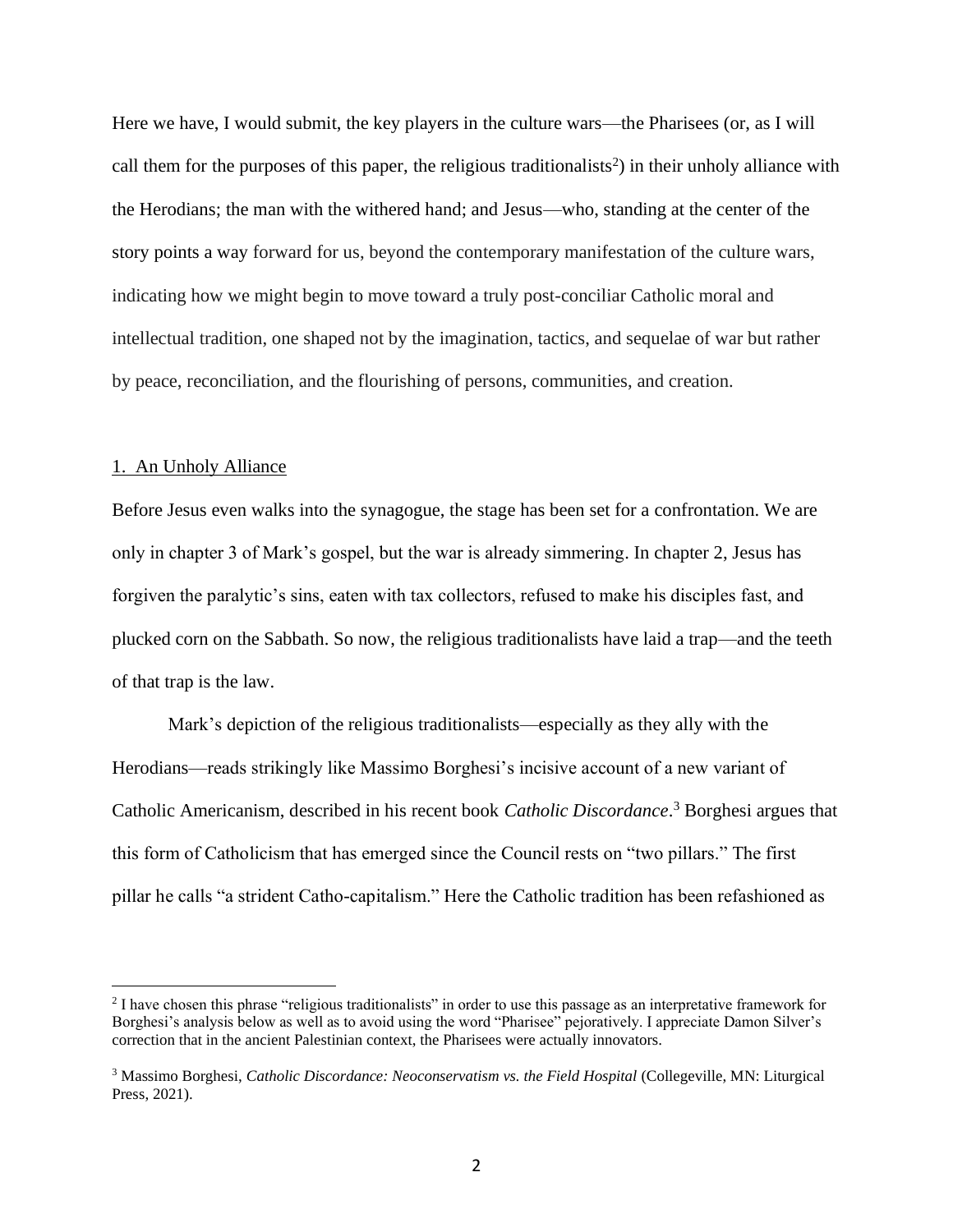Here we have, I would submit, the key players in the culture wars—the Pharisees (or, as I will call them for the purposes of this paper, the religious traditionalists[2]) in their unholy alliance with the Herodians; the man with the withered hand; and Jesus—who, standing at the center of the story points a way forward for us, beyond the contemporary manifestation of the culture wars, indicating how we might begin to move toward a truly post-conciliar Catholic moral and intellectual tradition, one shaped not by the imagination, tactics, and sequelae of war but rather by peace, reconciliation, and the flourishing of persons, communities, and creation.

## 1. An Unholy Alliance

Before Jesus even walks into the synagogue, the stage has been set for a confrontation. We are only in chapter 3 of Mark's gospel, but the war is already simmering. In chapter 2, Jesus has forgiven the paralytic's sins, eaten with tax collectors, refused to make his disciples fast, and plucked corn on the Sabbath. So now, the religious traditionalists have laid a trap—and the teeth of that trap is the law.

Mark's depiction of the religious traditionalists—especially as they ally with the Herodians—reads strikingly like Massimo Borghesi's incisive account of a new variant of Catholic Americanism, described in his recent book *Catholic Discordance*.[3] Borghesi argues that this form of Catholicism that has emerged since the Council rests on "two pillars." The first pillar he calls "a strident Catho-capitalism." Here the Catholic tradition has been refashioned as

---

[2] I have chosen this phrase "religious traditionalists" in order to use this passage as an interpretative framework for Borghesi's analysis below as well as to avoid using the word "Pharisee" pejoratively. I appreciate Damon Silver's correction that in the ancient Palestinian context, the Pharisees were actually innovators.

[3] Massimo Borghesi, *Catholic Discordance: Neoconservatism vs. the Field Hospital* (Collegeville, MN: Liturgical Press, 2021).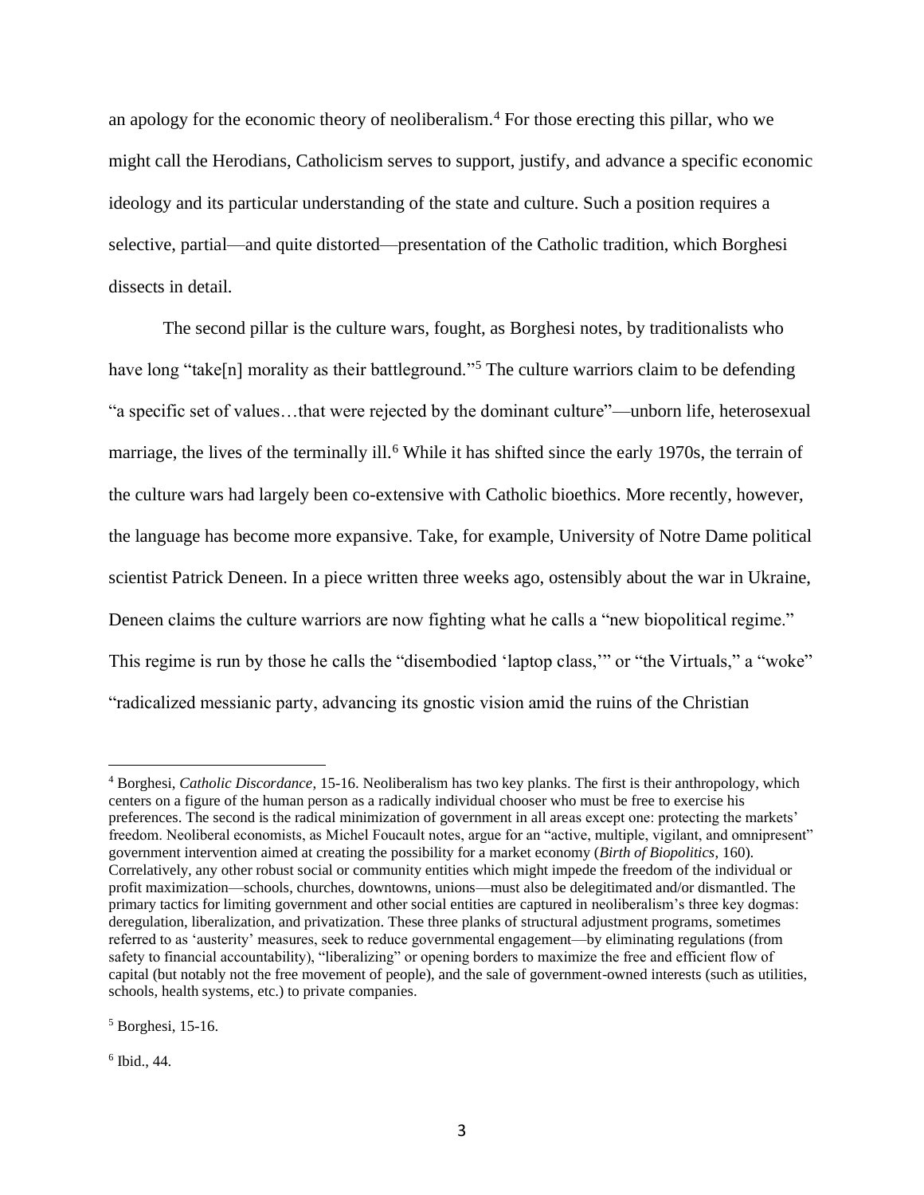an apology for the economic theory of neoliberalism.[4] For those erecting this pillar, who we might call the Herodians, Catholicism serves to support, justify, and advance a specific economic ideology and its particular understanding of the state and culture. Such a position requires a selective, partial—and quite distorted—presentation of the Catholic tradition, which Borghesi dissects in detail.

The second pillar is the culture wars, fought, as Borghesi notes, by traditionalists who have long "take[n] morality as their battleground."[5] The culture warriors claim to be defending "a specific set of values…that were rejected by the dominant culture"—unborn life, heterosexual marriage, the lives of the terminally ill.[6] While it has shifted since the early 1970s, the terrain of the culture wars had largely been co-extensive with Catholic bioethics. More recently, however, the language has become more expansive. Take, for example, University of Notre Dame political scientist Patrick Deneen. In a piece written three weeks ago, ostensibly about the war in Ukraine, Deneen claims the culture warriors are now fighting what he calls a "new biopolitical regime." This regime is run by those he calls the "disembodied 'laptop class,'" or "the Virtuals," a "woke" "radicalized messianic party, advancing its gnostic vision amid the ruins of the Christian

---

[4] Borghesi, *Catholic Discordance*, 15-16. Neoliberalism has two key planks. The first is their anthropology, which centers on a figure of the human person as a radically individual chooser who must be free to exercise his preferences. The second is the radical minimization of government in all areas except one: protecting the markets' freedom. Neoliberal economists, as Michel Foucault notes, argue for an "active, multiple, vigilant, and omnipresent" government intervention aimed at creating the possibility for a market economy (*Birth of Biopolitics*, 160). Correlatively, any other robust social or community entities which might impede the freedom of the individual or profit maximization—schools, churches, downtowns, unions—must also be delegitimated and/or dismantled. The primary tactics for limiting government and other social entities are captured in neoliberalism's three key dogmas: deregulation, liberalization, and privatization. These three planks of structural adjustment programs, sometimes referred to as 'austerity' measures, seek to reduce governmental engagement—by eliminating regulations (from safety to financial accountability), "liberalizing" or opening borders to maximize the free and efficient flow of capital (but notably not the free movement of people), and the sale of government-owned interests (such as utilities, schools, health systems, etc.) to private companies.

[5] Borghesi, 15-16.

[6] Ibid., 44.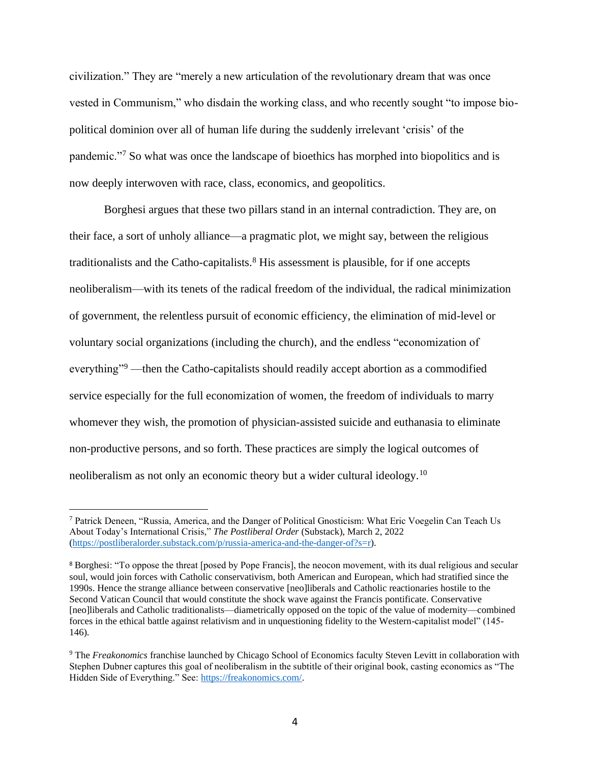civilization." They are "merely a new articulation of the revolutionary dream that was once vested in Communism," who disdain the working class, and who recently sought "to impose bio-political dominion over all of human life during the suddenly irrelevant 'crisis' of the pandemic."[7] So what was once the landscape of bioethics has morphed into biopolitics and is now deeply interwoven with race, class, economics, and geopolitics.

Borghesi argues that these two pillars stand in an internal contradiction. They are, on their face, a sort of unholy alliance—a pragmatic plot, we might say, between the religious traditionalists and the Catho-capitalists.[8] His assessment is plausible, for if one accepts neoliberalism—with its tenets of the radical freedom of the individual, the radical minimization of government, the relentless pursuit of economic efficiency, the elimination of mid-level or voluntary social organizations (including the church), and the endless "economization of everything"[9] —then the Catho-capitalists should readily accept abortion as a commodified service especially for the full economization of women, the freedom of individuals to marry whomever they wish, the promotion of physician-assisted suicide and euthanasia to eliminate non-productive persons, and so forth. These practices are simply the logical outcomes of neoliberalism as not only an economic theory but a wider cultural ideology.[10]

---

[7] Patrick Deneen, "Russia, America, and the Danger of Political Gnosticism: What Eric Voegelin Can Teach Us About Today's International Crisis," *The Postliberal Order* (Substack), March 2, 2022 (https://postliberalorder.substack.com/p/russia-america-and-the-danger-of?s=r).

[8] Borghesi: "To oppose the threat [posed by Pope Francis], the neocon movement, with its dual religious and secular soul, would join forces with Catholic conservativism, both American and European, which had stratified since the 1990s. Hence the strange alliance between conservative [neo]liberals and Catholic reactionaries hostile to the Second Vatican Council that would constitute the shock wave against the Francis pontificate. Conservative [neo]liberals and Catholic traditionalists—diametrically opposed on the topic of the value of modernity—combined forces in the ethical battle against relativism and in unquestioning fidelity to the Western-capitalist model" (145-146).

[9] The *Freakonomics* franchise launched by Chicago School of Economics faculty Steven Levitt in collaboration with Stephen Dubner captures this goal of neoliberalism in the subtitle of their original book, casting economics as "The Hidden Side of Everything." See: https://freakonomics.com/.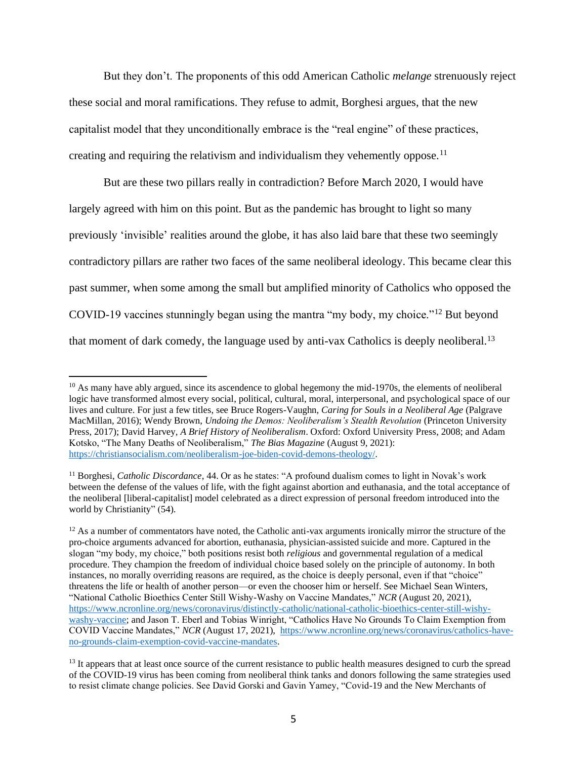But they don't. The proponents of this odd American Catholic *melange* strenuously reject these social and moral ramifications. They refuse to admit, Borghesi argues, that the new capitalist model that they unconditionally embrace is the "real engine" of these practices, creating and requiring the relativism and individualism they vehemently oppose.[11]

But are these two pillars really in contradiction? Before March 2020, I would have largely agreed with him on this point. But as the pandemic has brought to light so many previously 'invisible' realities around the globe, it has also laid bare that these two seemingly contradictory pillars are rather two faces of the same neoliberal ideology. This became clear this past summer, when some among the small but amplified minority of Catholics who opposed the COVID-19 vaccines stunningly began using the mantra "my body, my choice."[12] But beyond that moment of dark comedy, the language used by anti-vax Catholics is deeply neoliberal.[13]

---

[10] As many have ably argued, since its ascendence to global hegemony the mid-1970s, the elements of neoliberal logic have transformed almost every social, political, cultural, moral, interpersonal, and psychological space of our lives and culture. For just a few titles, see Bruce Rogers-Vaughn, *Caring for Souls in a Neoliberal Age* (Palgrave MacMillan, 2016); Wendy Brown, *Undoing the Demos: Neoliberalism's Stealth Revolution* (Princeton University Press, 2017); David Harvey, *A Brief History of Neoliberalism*. Oxford: Oxford University Press, 2008; and Adam Kotsko, "The Many Deaths of Neoliberalism," *The Bias Magazine* (August 9, 2021): https://christiansocialism.com/neoliberalism-joe-biden-covid-demons-theology/.

[11] Borghesi, *Catholic Discordance*, 44. Or as he states: "A profound dualism comes to light in Novak's work between the defense of the values of life, with the fight against abortion and euthanasia, and the total acceptance of the neoliberal [liberal-capitalist] model celebrated as a direct expression of personal freedom introduced into the world by Christianity" (54).

[12] As a number of commentators have noted, the Catholic anti-vax arguments ironically mirror the structure of the pro-choice arguments advanced for abortion, euthanasia, physician-assisted suicide and more. Captured in the slogan "my body, my choice," both positions resist both *religious* and governmental regulation of a medical procedure. They champion the freedom of individual choice based solely on the principle of autonomy. In both instances, no morally overriding reasons are required, as the choice is deeply personal, even if that "choice" threatens the life or health of another person—or even the chooser him or herself. See Michael Sean Winters, "National Catholic Bioethics Center Still Wishy-Washy on Vaccine Mandates," *NCR* (August 20, 2021), https://www.ncronline.org/news/coronavirus/distinctly-catholic/national-catholic-bioethics-center-still-wishy-washy-vaccine; and Jason T. Eberl and Tobias Winright, "Catholics Have No Grounds To Claim Exemption from COVID Vaccine Mandates," *NCR* (August 17, 2021), https://www.ncronline.org/news/coronavirus/catholics-have-no-grounds-claim-exemption-covid-vaccine-mandates.

[13] It appears that at least once source of the current resistance to public health measures designed to curb the spread of the COVID-19 virus has been coming from neoliberal think tanks and donors following the same strategies used to resist climate change policies. See David Gorski and Gavin Yamey, "Covid-19 and the New Merchants of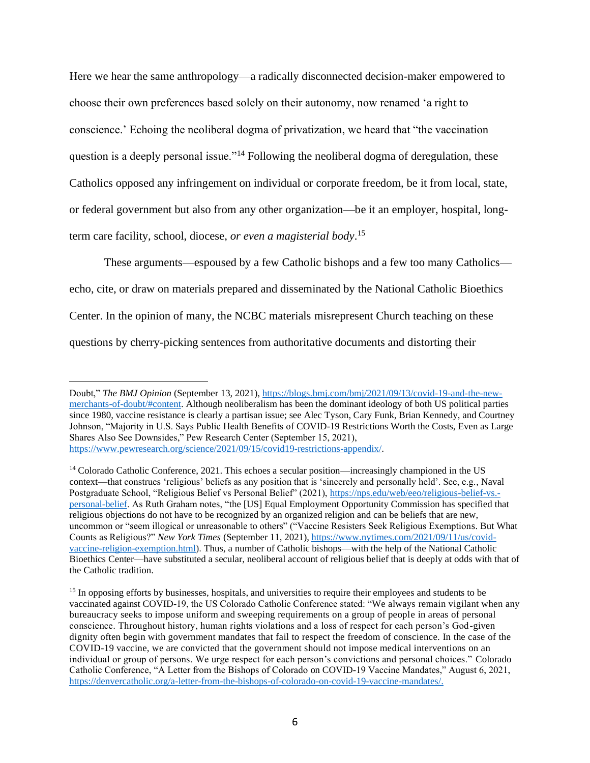Here we hear the same anthropology—a radically disconnected decision-maker empowered to choose their own preferences based solely on their autonomy, now renamed 'a right to conscience.' Echoing the neoliberal dogma of privatization, we heard that "the vaccination question is a deeply personal issue."[14] Following the neoliberal dogma of deregulation, these Catholics opposed any infringement on individual or corporate freedom, be it from local, state, or federal government but also from any other organization—be it an employer, hospital, long-term care facility, school, diocese, *or even a magisterial body*.[15]

These arguments—espoused by a few Catholic bishops and a few too many Catholics—echo, cite, or draw on materials prepared and disseminated by the National Catholic Bioethics Center. In the opinion of many, the NCBC materials misrepresent Church teaching on these questions by cherry-picking sentences from authoritative documents and distorting their

---

Doubt," *The BMJ Opinion* (September 13, 2021), https://blogs.bmj.com/bmj/2021/09/13/covid-19-and-the-new-merchants-of-doubt/#content. Although neoliberalism has been the dominant ideology of both US political parties since 1980, vaccine resistance is clearly a partisan issue; see Alec Tyson, Cary Funk, Brian Kennedy, and Courtney Johnson, "Majority in U.S. Says Public Health Benefits of COVID-19 Restrictions Worth the Costs, Even as Large Shares Also See Downsides," Pew Research Center (September 15, 2021), https://www.pewresearch.org/science/2021/09/15/covid19-restrictions-appendix/.

[14] Colorado Catholic Conference, 2021. This echoes a secular position—increasingly championed in the US context—that construes 'religious' beliefs as any position that is 'sincerely and personally held'. See, e.g., Naval Postgraduate School, "Religious Belief vs Personal Belief" (2021), https://nps.edu/web/eeo/religious-belief-vs.-personal-belief. As Ruth Graham notes, "the [US] Equal Employment Opportunity Commission has specified that religious objections do not have to be recognized by an organized religion and can be beliefs that are new, uncommon or "seem illogical or unreasonable to others" ("Vaccine Resisters Seek Religious Exemptions. But What Counts as Religious?" *New York Times* (September 11, 2021), https://www.nytimes.com/2021/09/11/us/covid-vaccine-religion-exemption.html). Thus, a number of Catholic bishops—with the help of the National Catholic Bioethics Center—have substituted a secular, neoliberal account of religious belief that is deeply at odds with that of the Catholic tradition.

[15] In opposing efforts by businesses, hospitals, and universities to require their employees and students to be vaccinated against COVID-19, the US Colorado Catholic Conference stated: "We always remain vigilant when any bureaucracy seeks to impose uniform and sweeping requirements on a group of people in areas of personal conscience. Throughout history, human rights violations and a loss of respect for each person's God-given dignity often begin with government mandates that fail to respect the freedom of conscience. In the case of the COVID-19 vaccine, we are convicted that the government should not impose medical interventions on an individual or group of persons. We urge respect for each person's convictions and personal choices." Colorado Catholic Conference, "A Letter from the Bishops of Colorado on COVID-19 Vaccine Mandates," August 6, 2021, https://denvercatholic.org/a-letter-from-the-bishops-of-colorado-on-covid-19-vaccine-mandates/.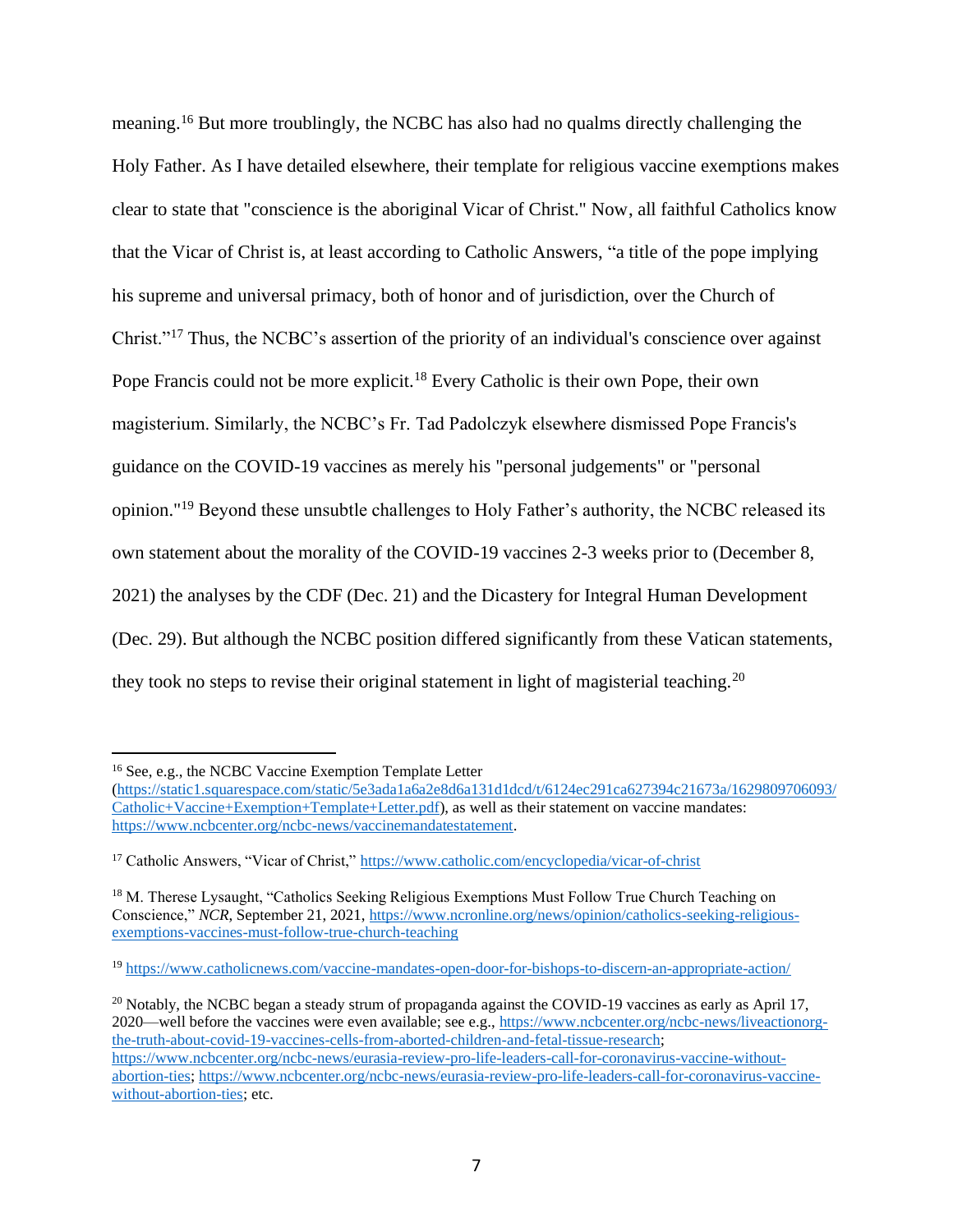meaning.[16] But more troublingly, the NCBC has also had no qualms directly challenging the Holy Father. As I have detailed elsewhere, their template for religious vaccine exemptions makes clear to state that "conscience is the aboriginal Vicar of Christ." Now, all faithful Catholics know that the Vicar of Christ is, at least according to Catholic Answers, "a title of the pope implying his supreme and universal primacy, both of honor and of jurisdiction, over the Church of Christ."[17] Thus, the NCBC's assertion of the priority of an individual's conscience over against Pope Francis could not be more explicit.[18] Every Catholic is their own Pope, their own magisterium. Similarly, the NCBC's Fr. Tad Padolczyk elsewhere dismissed Pope Francis's guidance on the COVID-19 vaccines as merely his "personal judgements" or "personal opinion."[19] Beyond these unsubtle challenges to Holy Father's authority, the NCBC released its own statement about the morality of the COVID-19 vaccines 2-3 weeks prior to (December 8, 2021) the analyses by the CDF (Dec. 21) and the Dicastery for Integral Human Development (Dec. 29). But although the NCBC position differed significantly from these Vatican statements, they took no steps to revise their original statement in light of magisterial teaching.[20]

---

[16] See, e.g., the NCBC Vaccine Exemption Template Letter (https://static1.squarespace.com/static/5e3ada1a6a2e8d6a131d1dcd/t/6124ec291ca627394c21673a/1629809706093/Catholic+Vaccine+Exemption+Template+Letter.pdf), as well as their statement on vaccine mandates: https://www.ncbcenter.org/ncbc-news/vaccinemandatestatement.

[17] Catholic Answers, "Vicar of Christ," https://www.catholic.com/encyclopedia/vicar-of-christ

[18] M. Therese Lysaught, "Catholics Seeking Religious Exemptions Must Follow True Church Teaching on Conscience," *NCR*, September 21, 2021, https://www.ncronline.org/news/opinion/catholics-seeking-religious-exemptions-vaccines-must-follow-true-church-teaching

[19] https://www.catholicnews.com/vaccine-mandates-open-door-for-bishops-to-discern-an-appropriate-action/

[20] Notably, the NCBC began a steady strum of propaganda against the COVID-19 vaccines as early as April 17, 2020—well before the vaccines were even available; see e.g., https://www.ncbcenter.org/ncbc-news/liveactionorg-the-truth-about-covid-19-vaccines-cells-from-aborted-children-and-fetal-tissue-research; https://www.ncbcenter.org/ncbc-news/eurasia-review-pro-life-leaders-call-for-coronavirus-vaccine-without-abortion-ties; https://www.ncbcenter.org/ncbc-news/eurasia-review-pro-life-leaders-call-for-coronavirus-vaccine-without-abortion-ties; etc.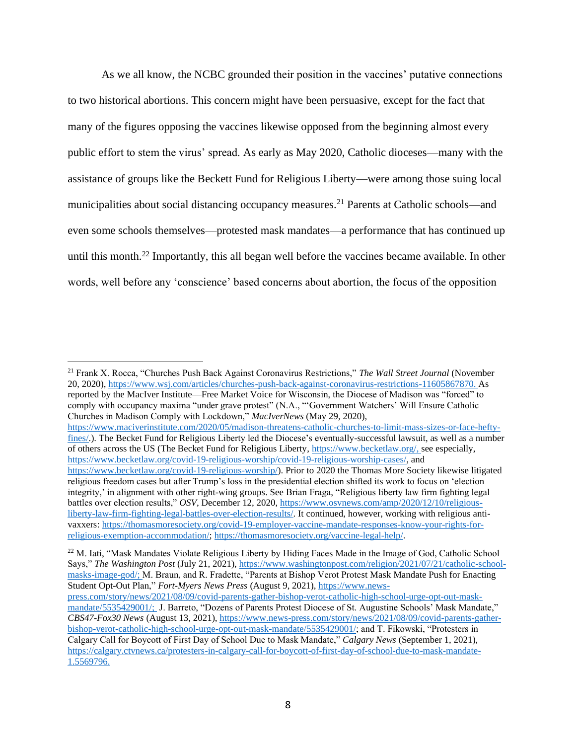As we all know, the NCBC grounded their position in the vaccines' putative connections to two historical abortions. This concern might have been persuasive, except for the fact that many of the figures opposing the vaccines likewise opposed from the beginning almost every public effort to stem the virus' spread. As early as May 2020, Catholic dioceses—many with the assistance of groups like the Beckett Fund for Religious Liberty—were among those suing local municipalities about social distancing occupancy measures.[21] Parents at Catholic schools—and even some schools themselves—protested mask mandates—a performance that has continued up until this month.[22] Importantly, this all began well before the vaccines became available. In other words, well before any 'conscience' based concerns about abortion, the focus of the opposition

---

[21] Frank X. Rocca, "Churches Push Back Against Coronavirus Restrictions," *The Wall Street Journal* (November 20, 2020), https://www.wsj.com/articles/churches-push-back-against-coronavirus-restrictions-11605867870. As reported by the MacIver Institute—Free Market Voice for Wisconsin, the Diocese of Madison was "forced" to comply with occupancy maxima "under grave protest" (N.A., "'Government Watchers' Will Ensure Catholic Churches in Madison Comply with Lockdown," *MacIverNews* (May 29, 2020), https://www.maciverinstitute.com/2020/05/madison-threatens-catholic-churches-to-limit-mass-sizes-or-face-hefty-fines/.). The Becket Fund for Religious Liberty led the Diocese's eventually-successful lawsuit, as well as a number of others across the US (The Becket Fund for Religious Liberty, https://www.becketlaw.org/, see especially, https://www.becketlaw.org/covid-19-religious-worship/covid-19-religious-worship-cases/, and https://www.becketlaw.org/covid-19-religious-worship/). Prior to 2020 the Thomas More Society likewise litigated religious freedom cases but after Trump's loss in the presidential election shifted its work to focus on 'election integrity,' in alignment with other right-wing groups. See Brian Fraga, "Religious liberty law firm fighting legal battles over election results," *OSV*, December 12, 2020, https://www.osvnews.com/amp/2020/12/10/religious-liberty-law-firm-fighting-legal-battles-over-election-results/. It continued, however, working with religious anti-vaxxers: https://thomasmoresociety.org/covid-19-employer-vaccine-mandate-responses-know-your-rights-for-religious-exemption-accommodation/; https://thomasmoresociety.org/vaccine-legal-help/.

[22] M. Iati, "Mask Mandates Violate Religious Liberty by Hiding Faces Made in the Image of God, Catholic School Says," *The Washington Post* (July 21, 2021), https://www.washingtonpost.com/religion/2021/07/21/catholic-school-masks-image-god/; M. Braun, and R. Fradette, "Parents at Bishop Verot Protest Mask Mandate Push for Enacting Student Opt-Out Plan," *Fort-Myers News Press* (August 9, 2021), https://www.news-press.com/story/news/2021/08/09/covid-parents-gather-bishop-verot-catholic-high-school-urge-opt-out-mask-mandate/5535429001/; J. Barreto, "Dozens of Parents Protest Diocese of St. Augustine Schools' Mask Mandate," *CBS47-Fox30 News* (August 13, 2021), https://www.news-press.com/story/news/2021/08/09/covid-parents-gather-bishop-verot-catholic-high-school-urge-opt-out-mask-mandate/5535429001/; and T. Fikowski, "Protesters in Calgary Call for Boycott of First Day of School Due to Mask Mandate," *Calgary News* (September 1, 2021), https://calgary.ctvnews.ca/protesters-in-calgary-call-for-boycott-of-first-day-of-school-due-to-mask-mandate-1.5569796.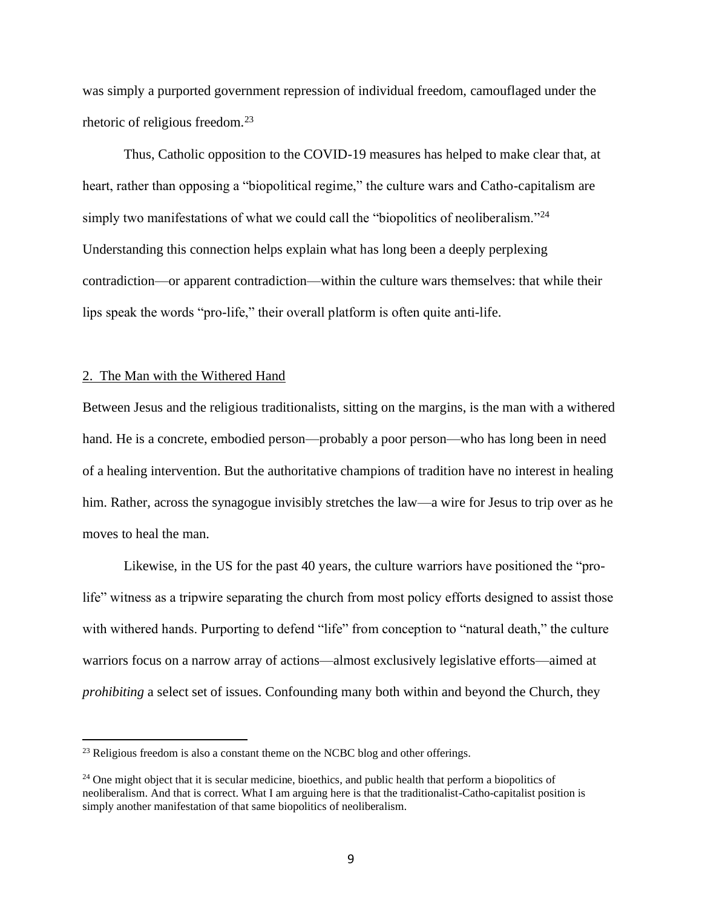was simply a purported government repression of individual freedom, camouflaged under the rhetoric of religious freedom.[23]

Thus, Catholic opposition to the COVID-19 measures has helped to make clear that, at heart, rather than opposing a "biopolitical regime," the culture wars and Catho-capitalism are simply two manifestations of what we could call the "biopolitics of neoliberalism."[24] Understanding this connection helps explain what has long been a deeply perplexing contradiction—or apparent contradiction—within the culture wars themselves: that while their lips speak the words "pro-life," their overall platform is often quite anti-life.

## 2. The Man with the Withered Hand

Between Jesus and the religious traditionalists, sitting on the margins, is the man with a withered hand. He is a concrete, embodied person—probably a poor person—who has long been in need of a healing intervention. But the authoritative champions of tradition have no interest in healing him. Rather, across the synagogue invisibly stretches the law—a wire for Jesus to trip over as he moves to heal the man.

Likewise, in the US for the past 40 years, the culture warriors have positioned the "pro-life" witness as a tripwire separating the church from most policy efforts designed to assist those with withered hands. Purporting to defend "life" from conception to "natural death," the culture warriors focus on a narrow array of actions—almost exclusively legislative efforts—aimed at *prohibiting* a select set of issues. Confounding many both within and beyond the Church, they

[23] Religious freedom is also a constant theme on the NCBC blog and other offerings.

[24] One might object that it is secular medicine, bioethics, and public health that perform a biopolitics of neoliberalism. And that is correct. What I am arguing here is that the traditionalist-Catho-capitalist position is simply another manifestation of that same biopolitics of neoliberalism.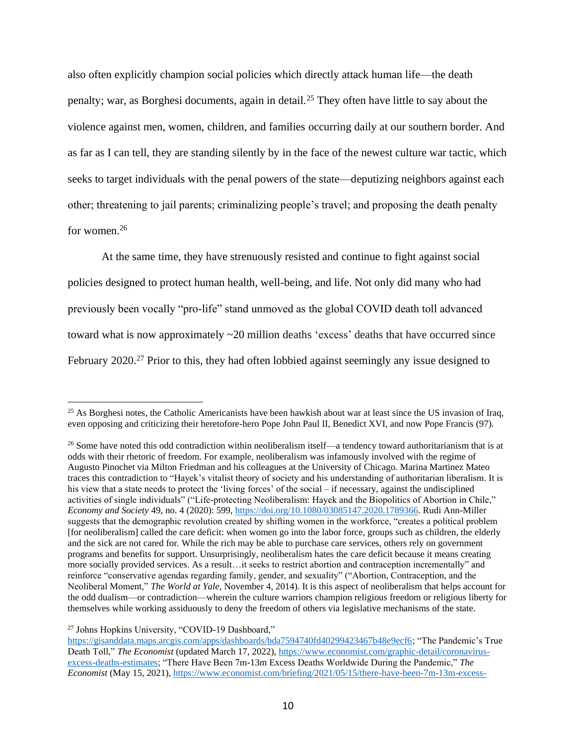also often explicitly champion social policies which directly attack human life—the death penalty; war, as Borghesi documents, again in detail.[25] They often have little to say about the violence against men, women, children, and families occurring daily at our southern border. And as far as I can tell, they are standing silently by in the face of the newest culture war tactic, which seeks to target individuals with the penal powers of the state—deputizing neighbors against each other; threatening to jail parents; criminalizing people's travel; and proposing the death penalty for women.[26]

At the same time, they have strenuously resisted and continue to fight against social policies designed to protect human health, well-being, and life. Not only did many who had previously been vocally "pro-life" stand unmoved as the global COVID death toll advanced toward what is now approximately ~20 million deaths 'excess' deaths that have occurred since February 2020.[27] Prior to this, they had often lobbied against seemingly any issue designed to

---

[25] As Borghesi notes, the Catholic Americanists have been hawkish about war at least since the US invasion of Iraq, even opposing and criticizing their heretofore-hero Pope John Paul II, Benedict XVI, and now Pope Francis (97).

[26] Some have noted this odd contradiction within neoliberalism itself—a tendency toward authoritarianism that is at odds with their rhetoric of freedom. For example, neoliberalism was infamously involved with the regime of Augusto Pinochet via Milton Friedman and his colleagues at the University of Chicago. Marina Martinez Mateo traces this contradiction to "Hayek's vitalist theory of society and his understanding of authoritarian liberalism. It is his view that a state needs to protect the 'living forces' of the social – if necessary, against the undisciplined activities of single individuals" ("Life-protecting Neoliberalism: Hayek and the Biopolitics of Abortion in Chile," *Economy and Society* 49, no. 4 (2020): 599, https://doi.org/10.1080/03085147.2020.1789366. Rudi Ann-Miller suggests that the demographic revolution created by shifting women in the workforce, "creates a political problem [for neoliberalism] called the care deficit: when women go into the labor force, groups such as children, the elderly and the sick are not cared for. While the rich may be able to purchase care services, others rely on government programs and benefits for support. Unsurprisingly, neoliberalism hates the care deficit because it means creating more socially provided services. As a result…it seeks to restrict abortion and contraception incrementally" and reinforce "conservative agendas regarding family, gender, and sexuality" ("Abortion, Contraception, and the Neoliberal Moment," *The World at Yale*, November 4, 2014). It is this aspect of neoliberalism that helps account for the odd dualism—or contradiction—wherein the culture warriors champion religious freedom or religious liberty for themselves while working assiduously to deny the freedom of others via legislative mechanisms of the state.

[27] Johns Hopkins University, "COVID-19 Dashboard," https://gisanddata.maps.arcgis.com/apps/dashboards/bda7594740fd40299423467b48e9ecf6; "The Pandemic's True Death Toll," *The Economist* (updated March 17, 2022), https://www.economist.com/graphic-detail/coronavirus-excess-deaths-estimates; "There Have Been 7m-13m Excess Deaths Worldwide During the Pandemic," *The Economist* (May 15, 2021), https://www.economist.com/briefing/2021/05/15/there-have-been-7m-13m-excess-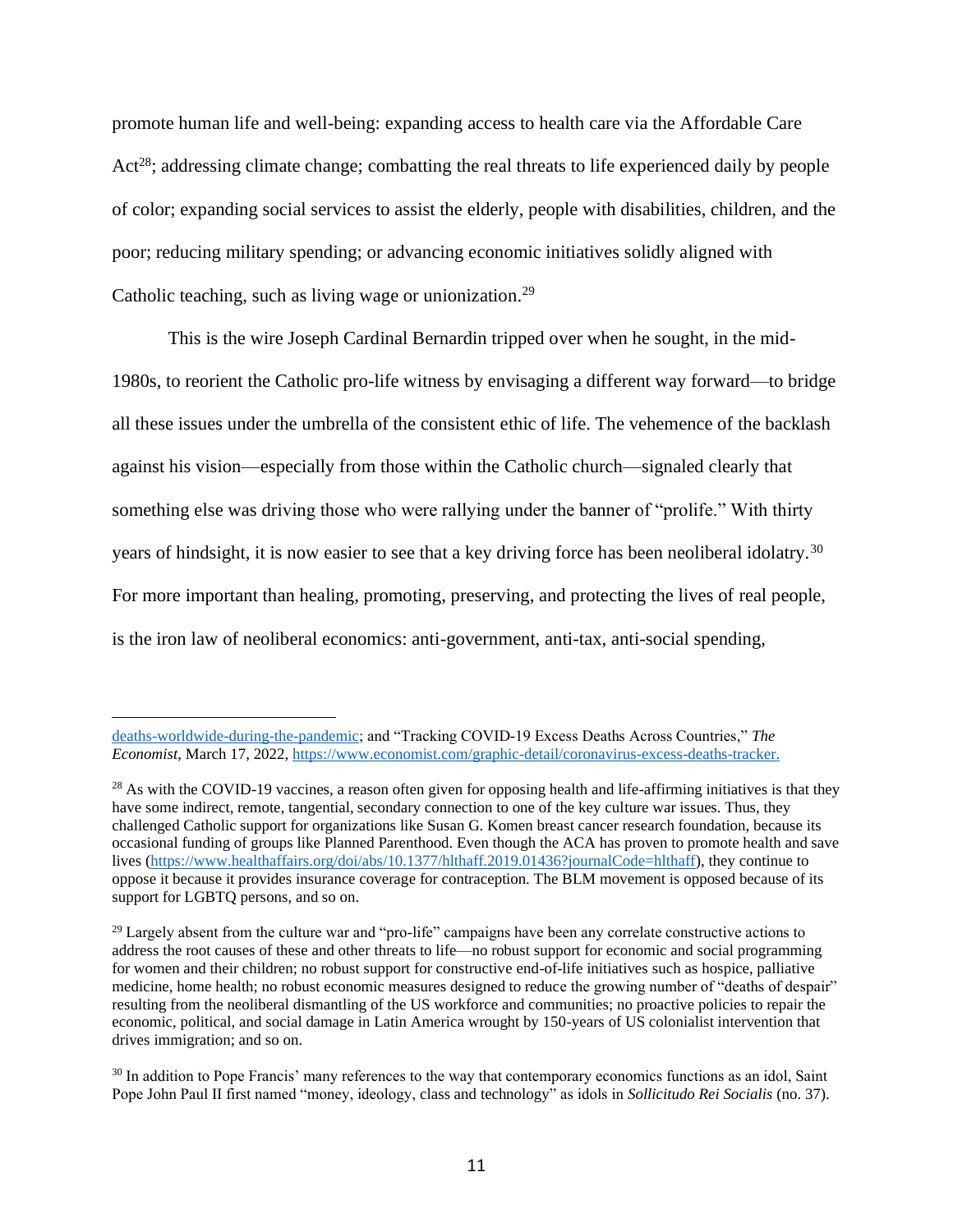promote human life and well-being: expanding access to health care via the Affordable Care Act[28]; addressing climate change; combatting the real threats to life experienced daily by people of color; expanding social services to assist the elderly, people with disabilities, children, and the poor; reducing military spending; or advancing economic initiatives solidly aligned with Catholic teaching, such as living wage or unionization.[29]

This is the wire Joseph Cardinal Bernardin tripped over when he sought, in the mid-1980s, to reorient the Catholic pro-life witness by envisaging a different way forward—to bridge all these issues under the umbrella of the consistent ethic of life. The vehemence of the backlash against his vision—especially from those within the Catholic church—signaled clearly that something else was driving those who were rallying under the banner of "prolife." With thirty years of hindsight, it is now easier to see that a key driving force has been neoliberal idolatry.[30] For more important than healing, promoting, preserving, and protecting the lives of real people, is the iron law of neoliberal economics: anti-government, anti-tax, anti-social spending,

---

deaths-worldwide-during-the-pandemic; and "Tracking COVID-19 Excess Deaths Across Countries," *The Economist*, March 17, 2022, https://www.economist.com/graphic-detail/coronavirus-excess-deaths-tracker.

[28] As with the COVID-19 vaccines, a reason often given for opposing health and life-affirming initiatives is that they have some indirect, remote, tangential, secondary connection to one of the key culture war issues. Thus, they challenged Catholic support for organizations like Susan G. Komen breast cancer research foundation, because its occasional funding of groups like Planned Parenthood. Even though the ACA has proven to promote health and save lives (https://www.healthaffairs.org/doi/abs/10.1377/hlthaff.2019.01436?journalCode=hlthaff), they continue to oppose it because it provides insurance coverage for contraception. The BLM movement is opposed because of its support for LGBTQ persons, and so on.

[29] Largely absent from the culture war and "pro-life" campaigns have been any correlate constructive actions to address the root causes of these and other threats to life—no robust support for economic and social programming for women and their children; no robust support for constructive end-of-life initiatives such as hospice, palliative medicine, home health; no robust economic measures designed to reduce the growing number of "deaths of despair" resulting from the neoliberal dismantling of the US workforce and communities; no proactive policies to repair the economic, political, and social damage in Latin America wrought by 150-years of US colonialist intervention that drives immigration; and so on.

[30] In addition to Pope Francis' many references to the way that contemporary economics functions as an idol, Saint Pope John Paul II first named "money, ideology, class and technology" as idols in *Sollicitudo Rei Socialis* (no. 37).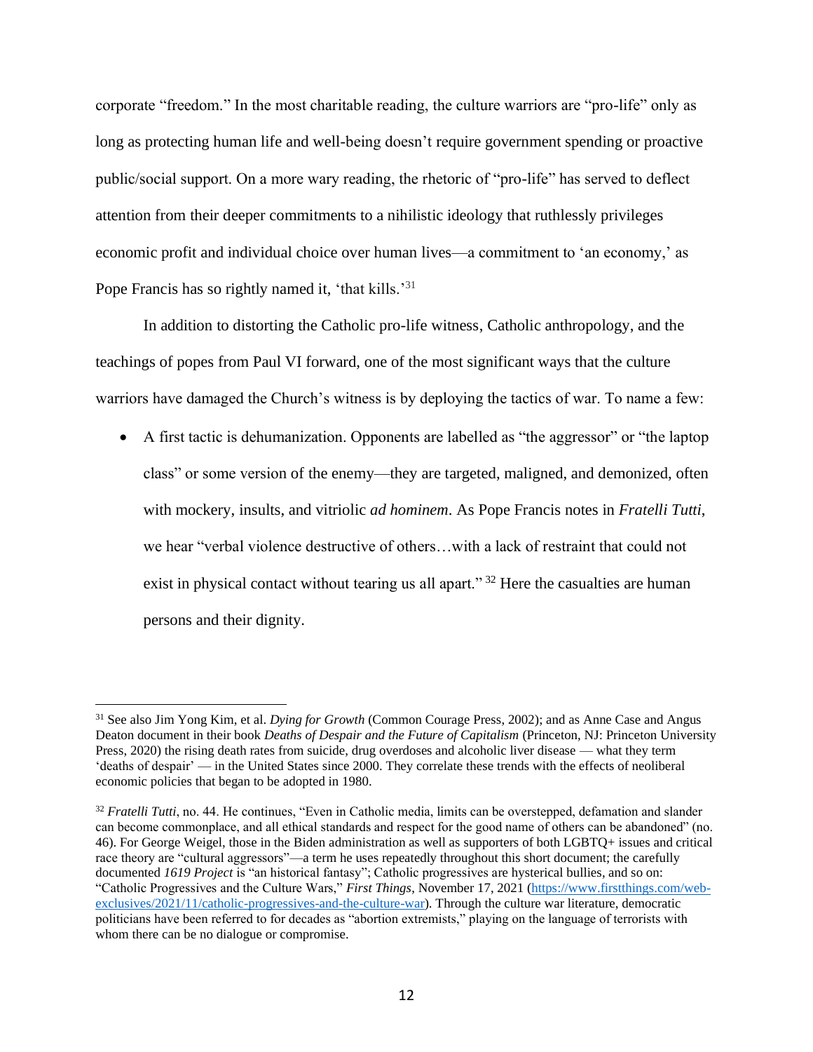corporate "freedom." In the most charitable reading, the culture warriors are "pro-life" only as long as protecting human life and well-being doesn't require government spending or proactive public/social support. On a more wary reading, the rhetoric of "pro-life" has served to deflect attention from their deeper commitments to a nihilistic ideology that ruthlessly privileges economic profit and individual choice over human lives—a commitment to 'an economy,' as Pope Francis has so rightly named it, 'that kills.'[31]

In addition to distorting the Catholic pro-life witness, Catholic anthropology, and the teachings of popes from Paul VI forward, one of the most significant ways that the culture warriors have damaged the Church's witness is by deploying the tactics of war. To name a few:

- A first tactic is dehumanization. Opponents are labelled as "the aggressor" or "the laptop class" or some version of the enemy—they are targeted, maligned, and demonized, often with mockery, insults, and vitriolic *ad hominem*. As Pope Francis notes in *Fratelli Tutti*, we hear "verbal violence destructive of others…with a lack of restraint that could not exist in physical contact without tearing us all apart." [32] Here the casualties are human persons and their dignity.

---

[31] See also Jim Yong Kim, et al. *Dying for Growth* (Common Courage Press, 2002); and as Anne Case and Angus Deaton document in their book *Deaths of Despair and the Future of Capitalism* (Princeton, NJ: Princeton University Press, 2020) the rising death rates from suicide, drug overdoses and alcoholic liver disease — what they term 'deaths of despair' — in the United States since 2000. They correlate these trends with the effects of neoliberal economic policies that began to be adopted in 1980.

[32] *Fratelli Tutti*, no. 44. He continues, "Even in Catholic media, limits can be overstepped, defamation and slander can become commonplace, and all ethical standards and respect for the good name of others can be abandoned" (no. 46). For George Weigel, those in the Biden administration as well as supporters of both LGBTQ+ issues and critical race theory are "cultural aggressors"—a term he uses repeatedly throughout this short document; the carefully documented *1619 Project* is "an historical fantasy"; Catholic progressives are hysterical bullies, and so on: "Catholic Progressives and the Culture Wars," *First Things,* November 17, 2021 (https://www.firstthings.com/web-exclusives/2021/11/catholic-progressives-and-the-culture-war). Through the culture war literature, democratic politicians have been referred to for decades as "abortion extremists," playing on the language of terrorists with whom there can be no dialogue or compromise.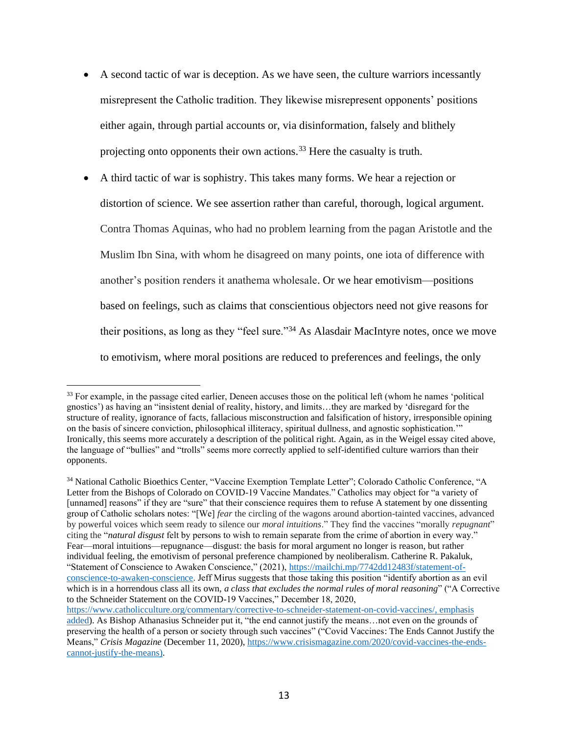- A second tactic of war is deception. As we have seen, the culture warriors incessantly misrepresent the Catholic tradition. They likewise misrepresent opponents' positions either again, through partial accounts or, via disinformation, falsely and blithely projecting onto opponents their own actions.[33] Here the casualty is truth.
- A third tactic of war is sophistry. This takes many forms. We hear a rejection or distortion of science. We see assertion rather than careful, thorough, logical argument. Contra Thomas Aquinas, who had no problem learning from the pagan Aristotle and the Muslim Ibn Sina, with whom he disagreed on many points, one iota of difference with another's position renders it anathema wholesale. Or we hear emotivism—positions based on feelings, such as claims that conscientious objectors need not give reasons for their positions, as long as they "feel sure."[34] As Alasdair MacIntyre notes, once we move to emotivism, where moral positions are reduced to preferences and feelings, the only

---

[33] For example, in the passage cited earlier, Deneen accuses those on the political left (whom he names 'political gnostics') as having an "insistent denial of reality, history, and limits…they are marked by 'disregard for the structure of reality, ignorance of facts, fallacious misconstruction and falsification of history, irresponsible opining on the basis of sincere conviction, philosophical illiteracy, spiritual dullness, and agnostic sophistication.'" Ironically, this seems more accurately a description of the political right. Again, as in the Weigel essay cited above, the language of "bullies" and "trolls" seems more correctly applied to self-identified culture warriors than their opponents.

[34] National Catholic Bioethics Center, "Vaccine Exemption Template Letter"; Colorado Catholic Conference, "A Letter from the Bishops of Colorado on COVID-19 Vaccine Mandates." Catholics may object for "a variety of [unnamed] reasons" if they are "sure" that their conscience requires them to refuse A statement by one dissenting group of Catholic scholars notes: "[We] *fear* the circling of the wagons around abortion-tainted vaccines, advanced by powerful voices which seem ready to silence our *moral intuitions*." They find the vaccines "morally *repugnant*" citing the "*natural disgust* felt by persons to wish to remain separate from the crime of abortion in every way." Fear—moral intuitions—repugnance—disgust: the basis for moral argument no longer is reason, but rather individual feeling, the emotivism of personal preference championed by neoliberalism. Catherine R. Pakaluk, "Statement of Conscience to Awaken Conscience," (2021), https://mailchi.mp/7742dd12483f/statement-of-conscience-to-awaken-conscience. Jeff Mirus suggests that those taking this position "identify abortion as an evil which is in a horrendous class all its own, *a class that excludes the normal rules of moral reasoning*" ("A Corrective to the Schneider Statement on the COVID-19 Vaccines," December 18, 2020, https://www.catholicculture.org/commentary/corrective-to-schneider-statement-on-covid-vaccines/, emphasis added). As Bishop Athanasius Schneider put it, "the end cannot justify the means…not even on the grounds of preserving the health of a person or society through such vaccines" ("Covid Vaccines: The Ends Cannot Justify the Means," *Crisis Magazine* (December 11, 2020), https://www.crisismagazine.com/2020/covid-vaccines-the-ends-cannot-justify-the-means).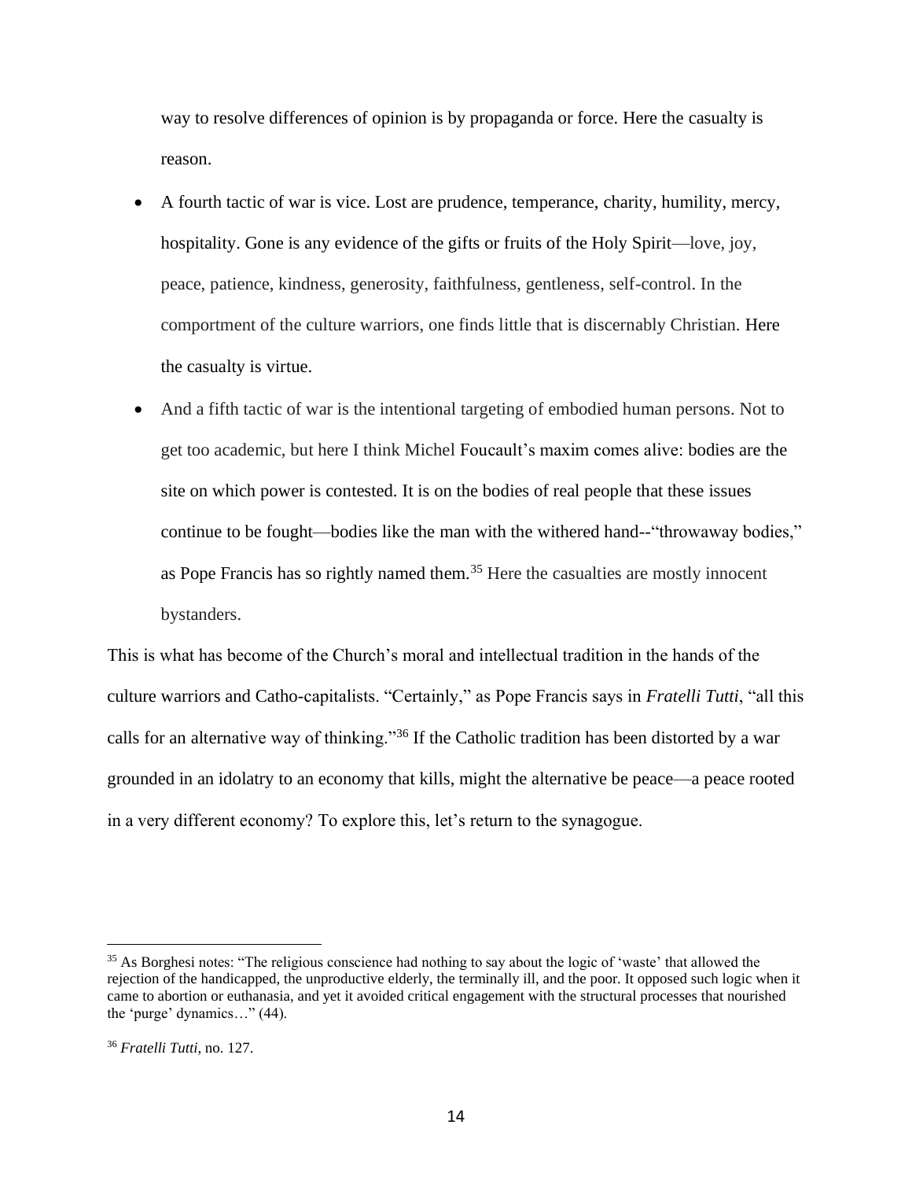way to resolve differences of opinion is by propaganda or force. Here the casualty is reason.

- A fourth tactic of war is vice. Lost are prudence, temperance, charity, humility, mercy, hospitality. Gone is any evidence of the gifts or fruits of the Holy Spirit—love, joy, peace, patience, kindness, generosity, faithfulness, gentleness, self-control. In the comportment of the culture warriors, one finds little that is discernably Christian. Here the casualty is virtue.
- And a fifth tactic of war is the intentional targeting of embodied human persons. Not to get too academic, but here I think Michel Foucault's maxim comes alive: bodies are the site on which power is contested. It is on the bodies of real people that these issues continue to be fought—bodies like the man with the withered hand--"throwaway bodies," as Pope Francis has so rightly named them.[35] Here the casualties are mostly innocent bystanders.

This is what has become of the Church's moral and intellectual tradition in the hands of the culture warriors and Catho-capitalists. "Certainly," as Pope Francis says in *Fratelli Tutti*, "all this calls for an alternative way of thinking."[36] If the Catholic tradition has been distorted by a war grounded in an idolatry to an economy that kills, might the alternative be peace—a peace rooted in a very different economy? To explore this, let's return to the synagogue.

---

[35] As Borghesi notes: "The religious conscience had nothing to say about the logic of 'waste' that allowed the rejection of the handicapped, the unproductive elderly, the terminally ill, and the poor. It opposed such logic when it came to abortion or euthanasia, and yet it avoided critical engagement with the structural processes that nourished the 'purge' dynamics…" (44).

[36] *Fratelli Tutti,* no. 127.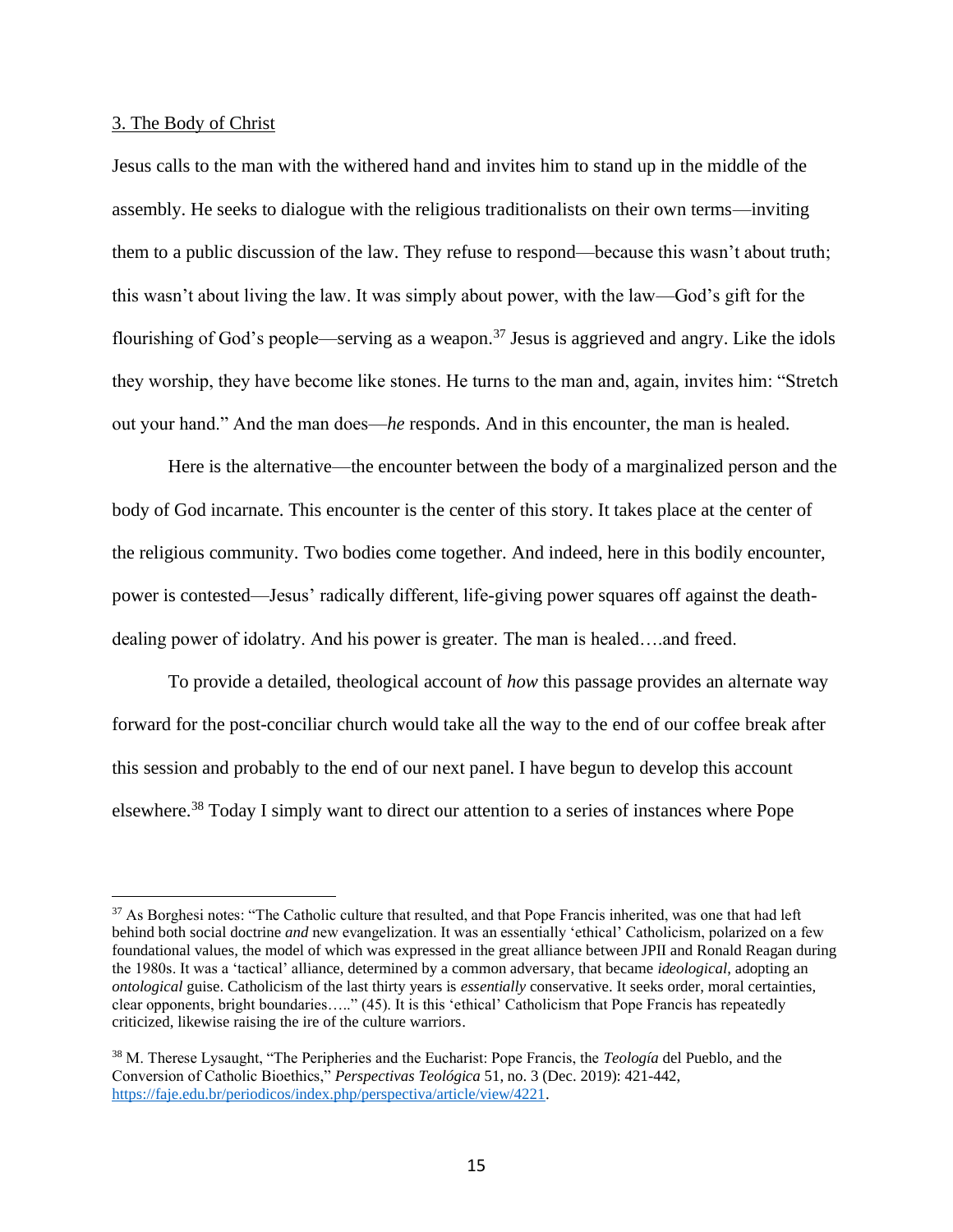3. The Body of Christ

Jesus calls to the man with the withered hand and invites him to stand up in the middle of the assembly. He seeks to dialogue with the religious traditionalists on their own terms—inviting them to a public discussion of the law. They refuse to respond—because this wasn't about truth; this wasn't about living the law. It was simply about power, with the law—God's gift for the flourishing of God's people—serving as a weapon.[37] Jesus is aggrieved and angry. Like the idols they worship, they have become like stones. He turns to the man and, again, invites him: "Stretch out your hand." And the man does—*he* responds. And in this encounter, the man is healed.

Here is the alternative—the encounter between the body of a marginalized person and the body of God incarnate. This encounter is the center of this story. It takes place at the center of the religious community. Two bodies come together. And indeed, here in this bodily encounter, power is contested—Jesus' radically different, life-giving power squares off against the death-dealing power of idolatry. And his power is greater. The man is healed….and freed.

To provide a detailed, theological account of *how* this passage provides an alternate way forward for the post-conciliar church would take all the way to the end of our coffee break after this session and probably to the end of our next panel. I have begun to develop this account elsewhere.[38] Today I simply want to direct our attention to a series of instances where Pope

---

[37] As Borghesi notes: "The Catholic culture that resulted, and that Pope Francis inherited, was one that had left behind both social doctrine *and* new evangelization. It was an essentially 'ethical' Catholicism, polarized on a few foundational values, the model of which was expressed in the great alliance between JPII and Ronald Reagan during the 1980s. It was a 'tactical' alliance, determined by a common adversary, that became *ideological*, adopting an *ontological* guise. Catholicism of the last thirty years is *essentially* conservative. It seeks order, moral certainties, clear opponents, bright boundaries….." (45). It is this 'ethical' Catholicism that Pope Francis has repeatedly criticized, likewise raising the ire of the culture warriors.

[38] M. Therese Lysaught, "The Peripheries and the Eucharist: Pope Francis, the *Teología* del Pueblo, and the Conversion of Catholic Bioethics," *Perspectivas Teológica* 51, no. 3 (Dec. 2019): 421-442, https://faje.edu.br/periodicos/index.php/perspectiva/article/view/4221.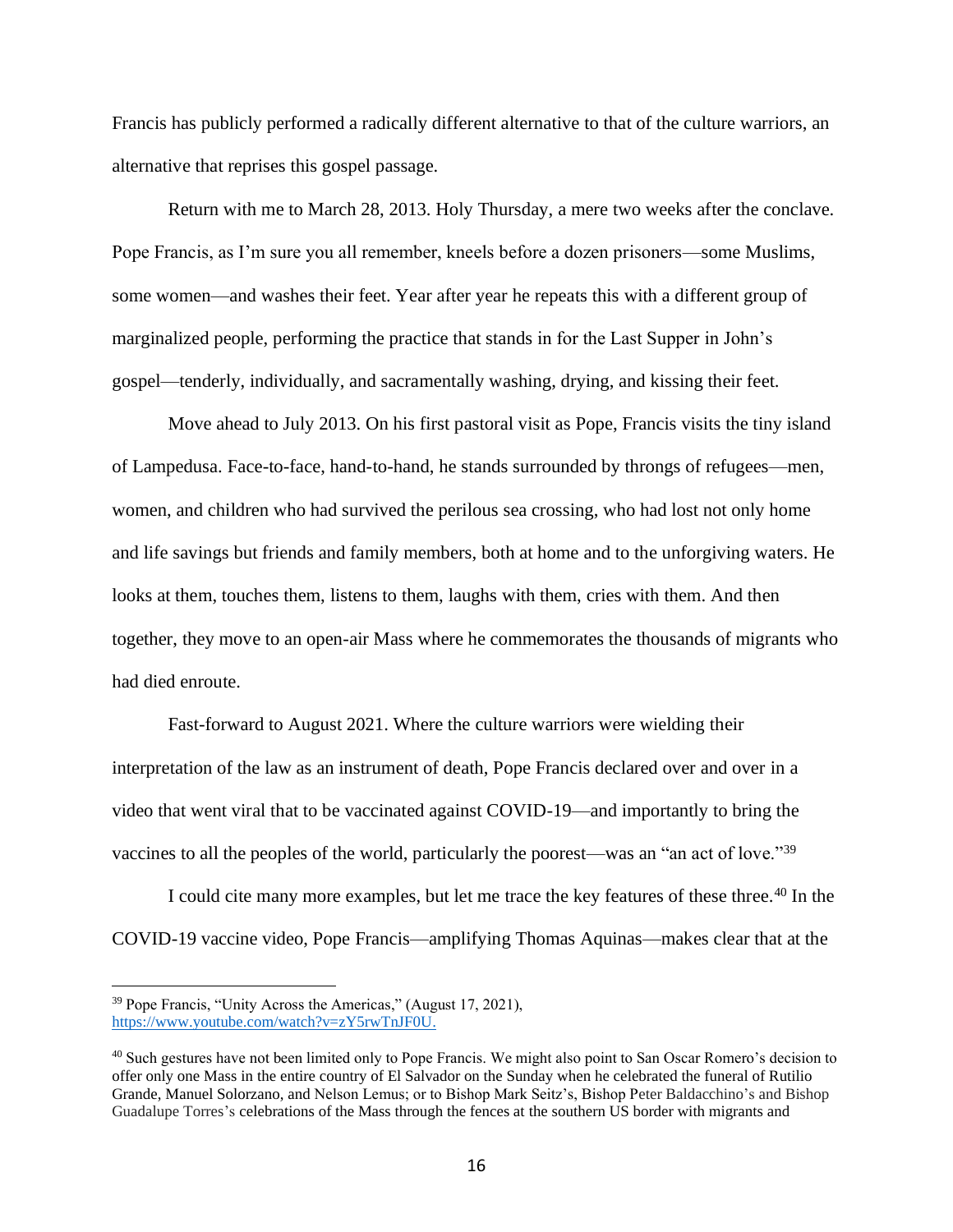Francis has publicly performed a radically different alternative to that of the culture warriors, an alternative that reprises this gospel passage.

Return with me to March 28, 2013. Holy Thursday, a mere two weeks after the conclave. Pope Francis, as I'm sure you all remember, kneels before a dozen prisoners—some Muslims, some women—and washes their feet. Year after year he repeats this with a different group of marginalized people, performing the practice that stands in for the Last Supper in John's gospel—tenderly, individually, and sacramentally washing, drying, and kissing their feet.

Move ahead to July 2013. On his first pastoral visit as Pope, Francis visits the tiny island of Lampedusa. Face-to-face, hand-to-hand, he stands surrounded by throngs of refugees—men, women, and children who had survived the perilous sea crossing, who had lost not only home and life savings but friends and family members, both at home and to the unforgiving waters. He looks at them, touches them, listens to them, laughs with them, cries with them. And then together, they move to an open-air Mass where he commemorates the thousands of migrants who had died enroute.

Fast-forward to August 2021. Where the culture warriors were wielding their interpretation of the law as an instrument of death, Pope Francis declared over and over in a video that went viral that to be vaccinated against COVID-19—and importantly to bring the vaccines to all the peoples of the world, particularly the poorest—was an "an act of love."[39]

I could cite many more examples, but let me trace the key features of these three.[40] In the COVID-19 vaccine video, Pope Francis—amplifying Thomas Aquinas—makes clear that at the

---

[39] Pope Francis, "Unity Across the Americas," (August 17, 2021), https://www.youtube.com/watch?v=zY5rwTnJF0U.

[40] Such gestures have not been limited only to Pope Francis. We might also point to San Oscar Romero's decision to offer only one Mass in the entire country of El Salvador on the Sunday when he celebrated the funeral of Rutilio Grande, Manuel Solorzano, and Nelson Lemus; or to Bishop Mark Seitz's, Bishop Peter Baldacchino's and Bishop Guadalupe Torres's celebrations of the Mass through the fences at the southern US border with migrants and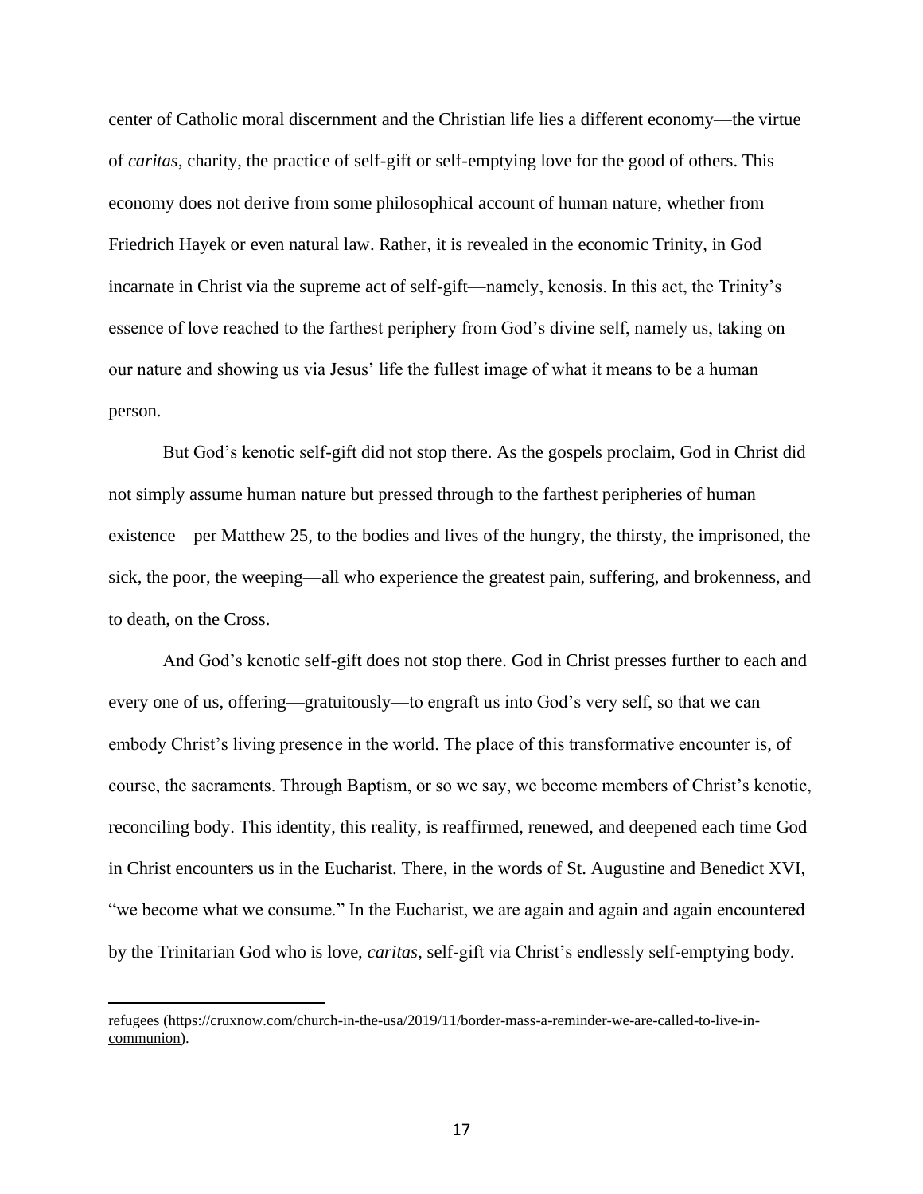center of Catholic moral discernment and the Christian life lies a different economy—the virtue of *caritas*, charity, the practice of self-gift or self-emptying love for the good of others. This economy does not derive from some philosophical account of human nature, whether from Friedrich Hayek or even natural law. Rather, it is revealed in the economic Trinity, in God incarnate in Christ via the supreme act of self-gift—namely, kenosis. In this act, the Trinity's essence of love reached to the farthest periphery from God's divine self, namely us, taking on our nature and showing us via Jesus' life the fullest image of what it means to be a human person.

But God's kenotic self-gift did not stop there. As the gospels proclaim, God in Christ did not simply assume human nature but pressed through to the farthest peripheries of human existence—per Matthew 25, to the bodies and lives of the hungry, the thirsty, the imprisoned, the sick, the poor, the weeping—all who experience the greatest pain, suffering, and brokenness, and to death, on the Cross.

And God's kenotic self-gift does not stop there. God in Christ presses further to each and every one of us, offering—gratuitously—to engraft us into God's very self, so that we can embody Christ's living presence in the world. The place of this transformative encounter is, of course, the sacraments. Through Baptism, or so we say, we become members of Christ's kenotic, reconciling body. This identity, this reality, is reaffirmed, renewed, and deepened each time God in Christ encounters us in the Eucharist. There, in the words of St. Augustine and Benedict XVI, "we become what we consume." In the Eucharist, we are again and again and again encountered by the Trinitarian God who is love, *caritas*, self-gift via Christ's endlessly self-emptying body.

---

refugees (https://cruxnow.com/church-in-the-usa/2019/11/border-mass-a-reminder-we-are-called-to-live-in-communion).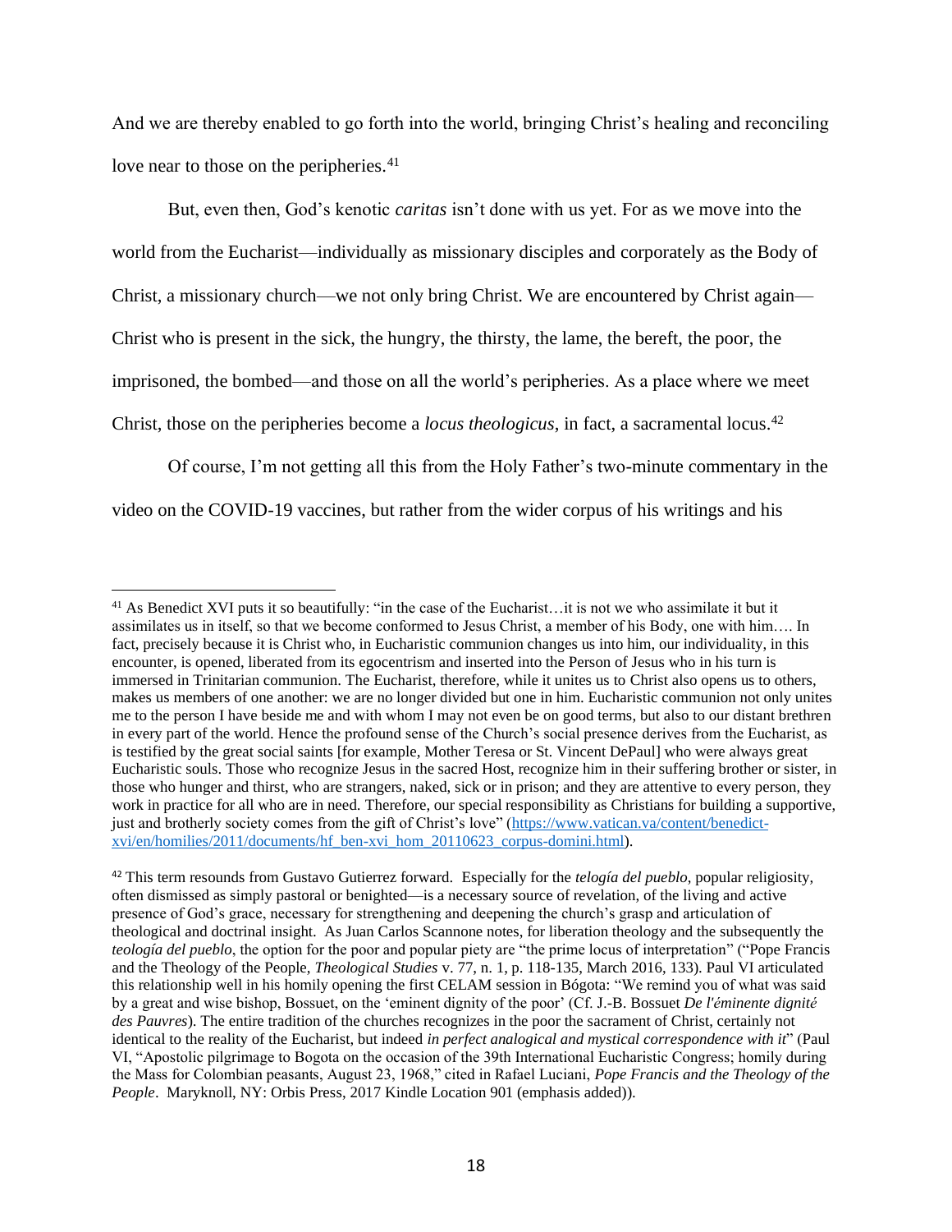And we are thereby enabled to go forth into the world, bringing Christ's healing and reconciling love near to those on the peripheries.[41]

But, even then, God's kenotic *caritas* isn't done with us yet. For as we move into the world from the Eucharist—individually as missionary disciples and corporately as the Body of Christ, a missionary church—we not only bring Christ. We are encountered by Christ again—Christ who is present in the sick, the hungry, the thirsty, the lame, the bereft, the poor, the imprisoned, the bombed—and those on all the world's peripheries. As a place where we meet Christ, those on the peripheries become a *locus theologicus*, in fact, a sacramental locus.[42]

Of course, I'm not getting all this from the Holy Father's two-minute commentary in the video on the COVID-19 vaccines, but rather from the wider corpus of his writings and his

---

[41] As Benedict XVI puts it so beautifully: "in the case of the Eucharist…it is not we who assimilate it but it assimilates us in itself, so that we become conformed to Jesus Christ, a member of his Body, one with him…. In fact, precisely because it is Christ who, in Eucharistic communion changes us into him, our individuality, in this encounter, is opened, liberated from its egocentrism and inserted into the Person of Jesus who in his turn is immersed in Trinitarian communion. The Eucharist, therefore, while it unites us to Christ also opens us to others, makes us members of one another: we are no longer divided but one in him. Eucharistic communion not only unites me to the person I have beside me and with whom I may not even be on good terms, but also to our distant brethren in every part of the world. Hence the profound sense of the Church's social presence derives from the Eucharist, as is testified by the great social saints [for example, Mother Teresa or St. Vincent DePaul] who were always great Eucharistic souls. Those who recognize Jesus in the sacred Host, recognize him in their suffering brother or sister, in those who hunger and thirst, who are strangers, naked, sick or in prison; and they are attentive to every person, they work in practice for all who are in need. Therefore, our special responsibility as Christians for building a supportive, just and brotherly society comes from the gift of Christ's love" (https://www.vatican.va/content/benedict-xvi/en/homilies/2011/documents/hf_ben-xvi_hom_20110623_corpus-domini.html).

[42] This term resounds from Gustavo Gutierrez forward. Especially for the *telogía del pueblo*, popular religiosity, often dismissed as simply pastoral or benighted—is a necessary source of revelation, of the living and active presence of God's grace, necessary for strengthening and deepening the church's grasp and articulation of theological and doctrinal insight. As Juan Carlos Scannone notes, for liberation theology and the subsequently the *teología del pueblo*, the option for the poor and popular piety are "the prime locus of interpretation" ("Pope Francis and the Theology of the People, *Theological Studies* v. 77, n. 1, p. 118-135, March 2016, 133). Paul VI articulated this relationship well in his homily opening the first CELAM session in Bógota: "We remind you of what was said by a great and wise bishop, Bossuet, on the 'eminent dignity of the poor' (Cf. J.-B. Bossuet *De l'éminente dignité des Pauvres*). The entire tradition of the churches recognizes in the poor the sacrament of Christ, certainly not identical to the reality of the Eucharist, but indeed *in perfect analogical and mystical correspondence with it*" (Paul VI, "Apostolic pilgrimage to Bogota on the occasion of the 39th International Eucharistic Congress; homily during the Mass for Colombian peasants, August 23, 1968," cited in Rafael Luciani, *Pope Francis and the Theology of the People*. Maryknoll, NY: Orbis Press, 2017 Kindle Location 901 (emphasis added)).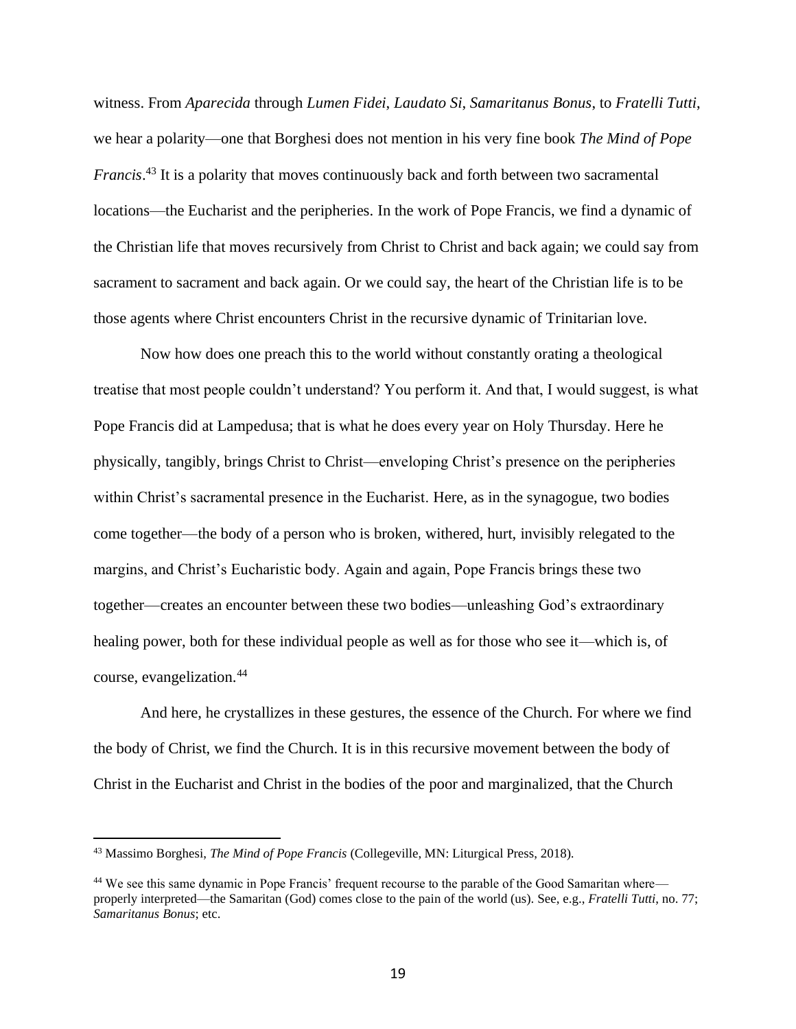witness. From *Aparecida* through *Lumen Fidei*, *Laudato Si*, *Samaritanus Bonus*, to *Fratelli Tutti*, we hear a polarity—one that Borghesi does not mention in his very fine book *The Mind of Pope Francis*.[43] It is a polarity that moves continuously back and forth between two sacramental locations—the Eucharist and the peripheries. In the work of Pope Francis, we find a dynamic of the Christian life that moves recursively from Christ to Christ and back again; we could say from sacrament to sacrament and back again. Or we could say, the heart of the Christian life is to be those agents where Christ encounters Christ in the recursive dynamic of Trinitarian love.

Now how does one preach this to the world without constantly orating a theological treatise that most people couldn't understand? You perform it. And that, I would suggest, is what Pope Francis did at Lampedusa; that is what he does every year on Holy Thursday. Here he physically, tangibly, brings Christ to Christ—enveloping Christ's presence on the peripheries within Christ's sacramental presence in the Eucharist. Here, as in the synagogue, two bodies come together—the body of a person who is broken, withered, hurt, invisibly relegated to the margins, and Christ's Eucharistic body. Again and again, Pope Francis brings these two together—creates an encounter between these two bodies—unleashing God's extraordinary healing power, both for these individual people as well as for those who see it—which is, of course, evangelization.[44]

And here, he crystallizes in these gestures, the essence of the Church. For where we find the body of Christ, we find the Church. It is in this recursive movement between the body of Christ in the Eucharist and Christ in the bodies of the poor and marginalized, that the Church

---

[43] Massimo Borghesi, *The Mind of Pope Francis* (Collegeville, MN: Liturgical Press, 2018).

[44] We see this same dynamic in Pope Francis' frequent recourse to the parable of the Good Samaritan where—properly interpreted—the Samaritan (God) comes close to the pain of the world (us). See, e.g., *Fratelli Tutti*, no. 77; *Samaritanus Bonus*; etc.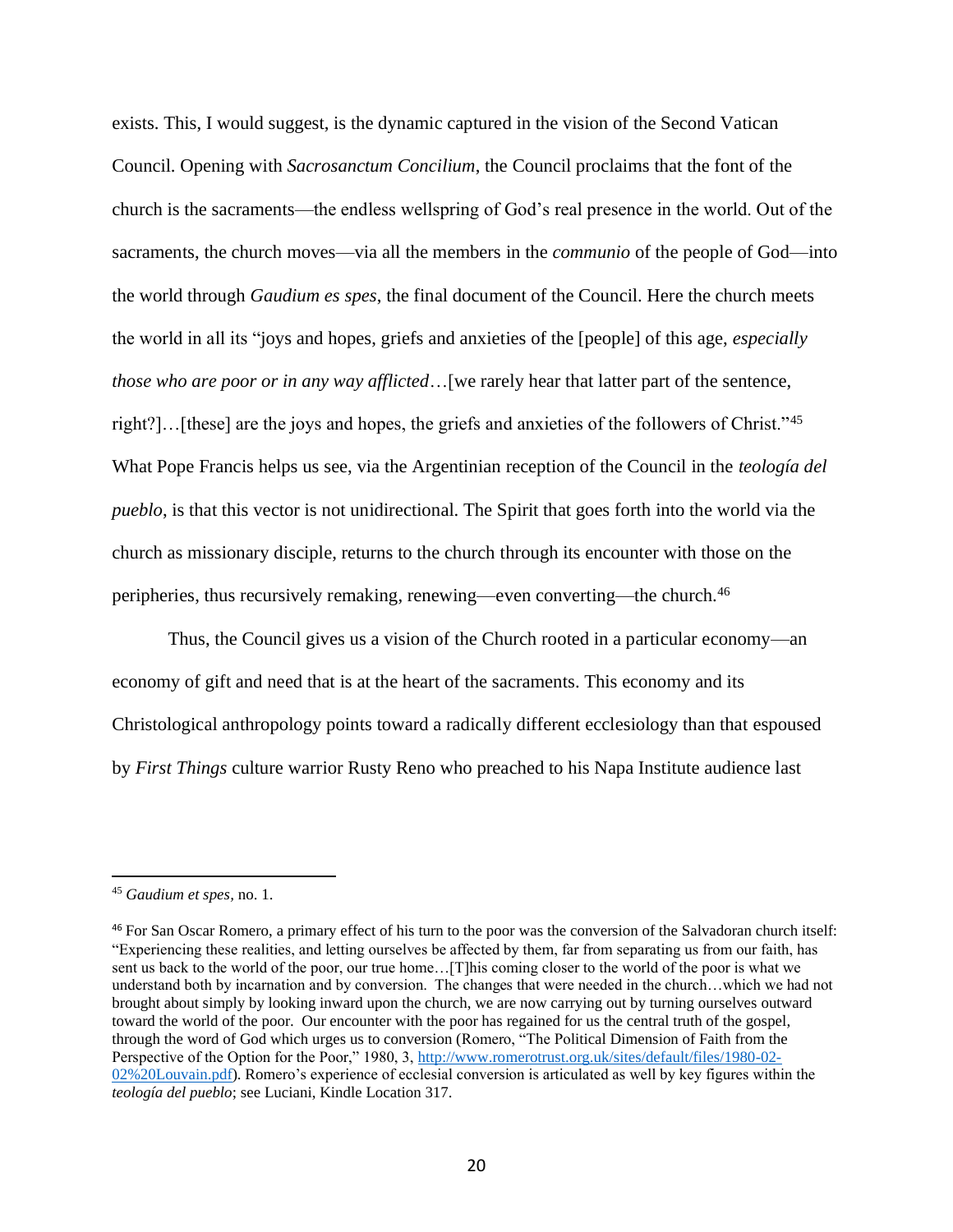exists. This, I would suggest, is the dynamic captured in the vision of the Second Vatican Council. Opening with *Sacrosanctum Concilium*, the Council proclaims that the font of the church is the sacraments—the endless wellspring of God's real presence in the world. Out of the sacraments, the church moves—via all the members in the *communio* of the people of God—into the world through *Gaudium es spes*, the final document of the Council. Here the church meets the world in all its "joys and hopes, griefs and anxieties of the [people] of this age, *especially those who are poor or in any way afflicted*…[we rarely hear that latter part of the sentence, right?]…[these] are the joys and hopes, the griefs and anxieties of the followers of Christ."[45] What Pope Francis helps us see, via the Argentinian reception of the Council in the *teología del pueblo*, is that this vector is not unidirectional. The Spirit that goes forth into the world via the church as missionary disciple, returns to the church through its encounter with those on the peripheries, thus recursively remaking, renewing—even converting—the church.[46]

Thus, the Council gives us a vision of the Church rooted in a particular economy—an economy of gift and need that is at the heart of the sacraments. This economy and its Christological anthropology points toward a radically different ecclesiology than that espoused by *First Things* culture warrior Rusty Reno who preached to his Napa Institute audience last

---

[45] *Gaudium et spes*, no. 1.

[46] For San Oscar Romero, a primary effect of his turn to the poor was the conversion of the Salvadoran church itself: "Experiencing these realities, and letting ourselves be affected by them, far from separating us from our faith, has sent us back to the world of the poor, our true home…[T]his coming closer to the world of the poor is what we understand both by incarnation and by conversion. The changes that were needed in the church…which we had not brought about simply by looking inward upon the church, we are now carrying out by turning ourselves outward toward the world of the poor. Our encounter with the poor has regained for us the central truth of the gospel, through the word of God which urges us to conversion (Romero, "The Political Dimension of Faith from the Perspective of the Option for the Poor," 1980, 3, http://www.romerotrust.org.uk/sites/default/files/1980-02-02%20Louvain.pdf). Romero's experience of ecclesial conversion is articulated as well by key figures within the *teología del pueblo*; see Luciani, Kindle Location 317.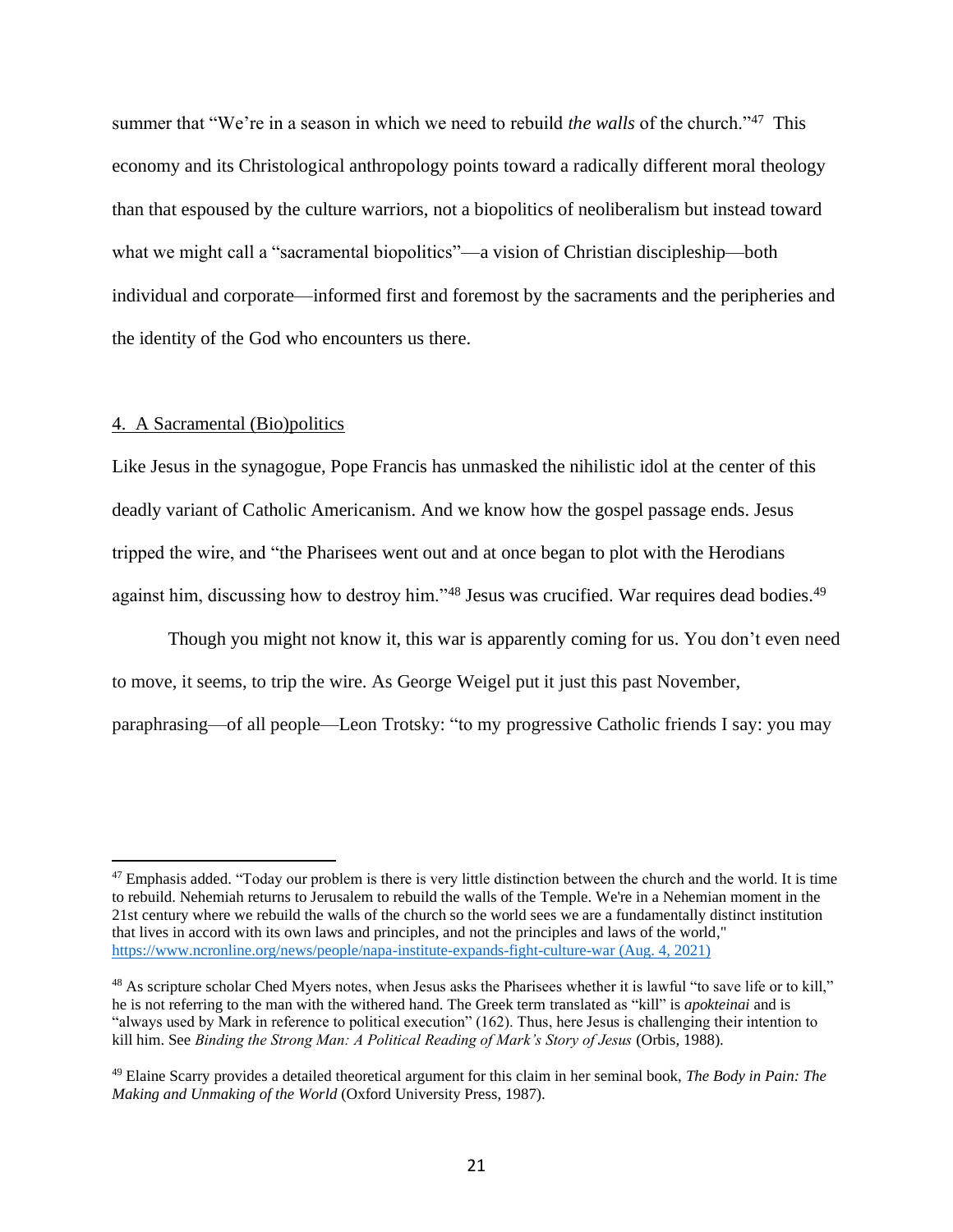summer that "We're in a season in which we need to rebuild *the walls* of the church."[47] This economy and its Christological anthropology points toward a radically different moral theology than that espoused by the culture warriors, not a biopolitics of neoliberalism but instead toward what we might call a "sacramental biopolitics"—a vision of Christian discipleship—both individual and corporate—informed first and foremost by the sacraments and the peripheries and the identity of the God who encounters us there.

## 4. A Sacramental (Bio)politics

Like Jesus in the synagogue, Pope Francis has unmasked the nihilistic idol at the center of this deadly variant of Catholic Americanism. And we know how the gospel passage ends. Jesus tripped the wire, and "the Pharisees went out and at once began to plot with the Herodians against him, discussing how to destroy him."[48] Jesus was crucified. War requires dead bodies.[49]

Though you might not know it, this war is apparently coming for us. You don't even need to move, it seems, to trip the wire. As George Weigel put it just this past November, paraphrasing—of all people—Leon Trotsky: "to my progressive Catholic friends I say: you may

---

[47] Emphasis added. "Today our problem is there is very little distinction between the church and the world. It is time to rebuild. Nehemiah returns to Jerusalem to rebuild the walls of the Temple. We're in a Nehemian moment in the 21st century where we rebuild the walls of the church so the world sees we are a fundamentally distinct institution that lives in accord with its own laws and principles, and not the principles and laws of the world," https://www.ncronline.org/news/people/napa-institute-expands-fight-culture-war (Aug. 4, 2021)

[48] As scripture scholar Ched Myers notes, when Jesus asks the Pharisees whether it is lawful "to save life or to kill," he is not referring to the man with the withered hand. The Greek term translated as "kill" is *apokteinai* and is "always used by Mark in reference to political execution" (162). Thus, here Jesus is challenging their intention to kill him. See *Binding the Strong Man: A Political Reading of Mark's Story of Jesus* (Orbis, 1988).

[49] Elaine Scarry provides a detailed theoretical argument for this claim in her seminal book, *The Body in Pain: The Making and Unmaking of the World* (Oxford University Press, 1987).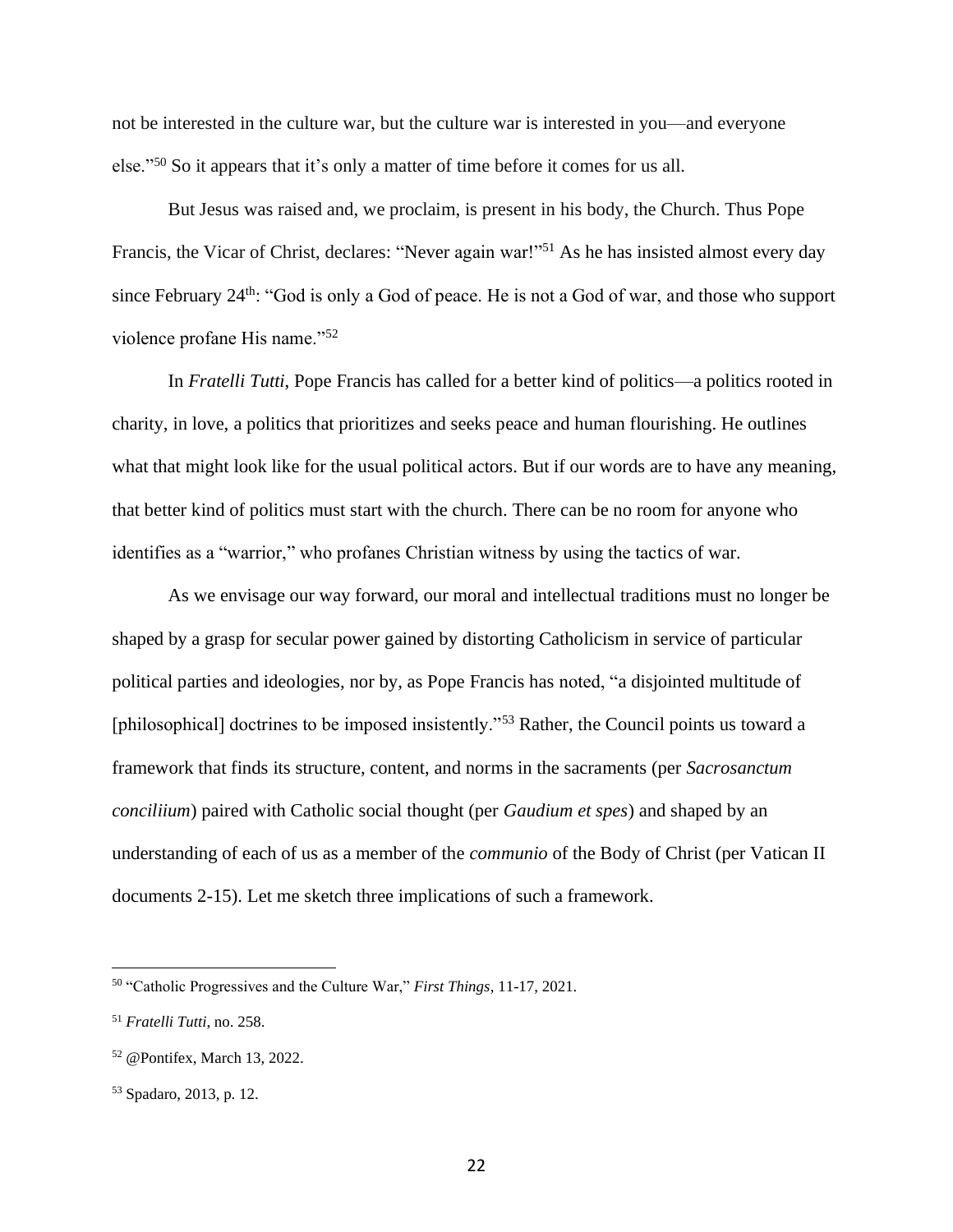not be interested in the culture war, but the culture war is interested in you—and everyone else."[50] So it appears that it's only a matter of time before it comes for us all.

But Jesus was raised and, we proclaim, is present in his body, the Church. Thus Pope Francis, the Vicar of Christ, declares: "Never again war!"[51] As he has insisted almost every day since February 24th: "God is only a God of peace. He is not a God of war, and those who support violence profane His name."[52]

In *Fratelli Tutti*, Pope Francis has called for a better kind of politics—a politics rooted in charity, in love, a politics that prioritizes and seeks peace and human flourishing. He outlines what that might look like for the usual political actors. But if our words are to have any meaning, that better kind of politics must start with the church. There can be no room for anyone who identifies as a "warrior," who profanes Christian witness by using the tactics of war.

As we envisage our way forward, our moral and intellectual traditions must no longer be shaped by a grasp for secular power gained by distorting Catholicism in service of particular political parties and ideologies, nor by, as Pope Francis has noted, "a disjointed multitude of [philosophical] doctrines to be imposed insistently."[53] Rather, the Council points us toward a framework that finds its structure, content, and norms in the sacraments (per *Sacrosanctum conciliium*) paired with Catholic social thought (per *Gaudium et spes*) and shaped by an understanding of each of us as a member of the *communio* of the Body of Christ (per Vatican II documents 2-15). Let me sketch three implications of such a framework.

---

[50] "Catholic Progressives and the Culture War," *First Things*, 11-17, 2021.

[51] *Fratelli Tutti,* no. 258.

[52] @Pontifex, March 13, 2022.

[53] Spadaro, 2013, p. 12.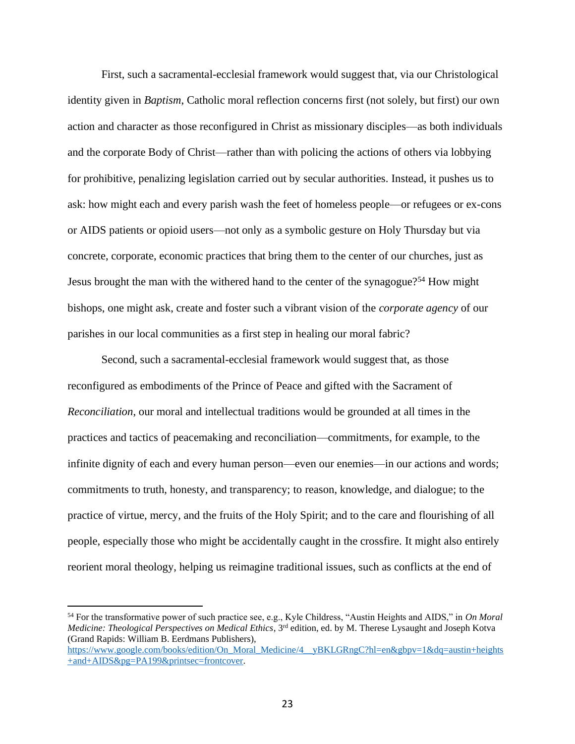First, such a sacramental-ecclesial framework would suggest that, via our Christological identity given in *Baptism*, Catholic moral reflection concerns first (not solely, but first) our own action and character as those reconfigured in Christ as missionary disciples—as both individuals and the corporate Body of Christ—rather than with policing the actions of others via lobbying for prohibitive, penalizing legislation carried out by secular authorities. Instead, it pushes us to ask: how might each and every parish wash the feet of homeless people—or refugees or ex-cons or AIDS patients or opioid users—not only as a symbolic gesture on Holy Thursday but via concrete, corporate, economic practices that bring them to the center of our churches, just as Jesus brought the man with the withered hand to the center of the synagogue?[54] How might bishops, one might ask, create and foster such a vibrant vision of the *corporate agency* of our parishes in our local communities as a first step in healing our moral fabric?

Second, such a sacramental-ecclesial framework would suggest that, as those reconfigured as embodiments of the Prince of Peace and gifted with the Sacrament of *Reconciliation*, our moral and intellectual traditions would be grounded at all times in the practices and tactics of peacemaking and reconciliation—commitments, for example, to the infinite dignity of each and every human person—even our enemies—in our actions and words; commitments to truth, honesty, and transparency; to reason, knowledge, and dialogue; to the practice of virtue, mercy, and the fruits of the Holy Spirit; and to the care and flourishing of all people, especially those who might be accidentally caught in the crossfire. It might also entirely reorient moral theology, helping us reimagine traditional issues, such as conflicts at the end of

---

[54] For the transformative power of such practice see, e.g., Kyle Childress, "Austin Heights and AIDS," in *On Moral Medicine: Theological Perspectives on Medical Ethics*, 3rd edition, ed. by M. Therese Lysaught and Joseph Kotva (Grand Rapids: William B. Eerdmans Publishers), https://www.google.com/books/edition/On_Moral_Medicine/4__yBKLGRngC?hl=en&gbpv=1&dq=austin+heights+and+AIDS&pg=PA199&printsec=frontcover.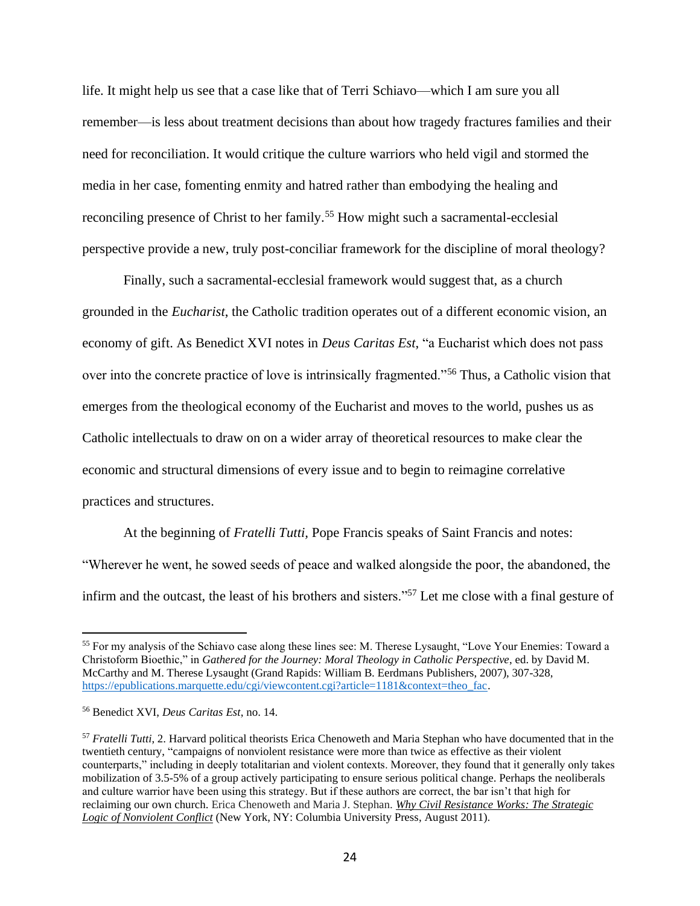life. It might help us see that a case like that of Terri Schiavo—which I am sure you all remember—is less about treatment decisions than about how tragedy fractures families and their need for reconciliation. It would critique the culture warriors who held vigil and stormed the media in her case, fomenting enmity and hatred rather than embodying the healing and reconciling presence of Christ to her family.[55] How might such a sacramental-ecclesial perspective provide a new, truly post-conciliar framework for the discipline of moral theology?

Finally, such a sacramental-ecclesial framework would suggest that, as a church grounded in the *Eucharist*, the Catholic tradition operates out of a different economic vision, an economy of gift. As Benedict XVI notes in *Deus Caritas Est*, "a Eucharist which does not pass over into the concrete practice of love is intrinsically fragmented."[56] Thus, a Catholic vision that emerges from the theological economy of the Eucharist and moves to the world, pushes us as Catholic intellectuals to draw on on a wider array of theoretical resources to make clear the economic and structural dimensions of every issue and to begin to reimagine correlative practices and structures.

At the beginning of *Fratelli Tutti,* Pope Francis speaks of Saint Francis and notes: "Wherever he went, he sowed seeds of peace and walked alongside the poor, the abandoned, the infirm and the outcast, the least of his brothers and sisters."[57] Let me close with a final gesture of

---

[55] For my analysis of the Schiavo case along these lines see: M. Therese Lysaught, "Love Your Enemies: Toward a Christoform Bioethic," in *Gathered for the Journey: Moral Theology in Catholic Perspective*, ed. by David M. McCarthy and M. Therese Lysaught (Grand Rapids: William B. Eerdmans Publishers, 2007), 307-328, https://epublications.marquette.edu/cgi/viewcontent.cgi?article=1181&context=theo_fac.

[56] Benedict XVI, *Deus Caritas Est*, no. 14.

[57] *Fratelli Tutti*, 2. Harvard political theorists Erica Chenoweth and Maria Stephan who have documented that in the twentieth century, "campaigns of nonviolent resistance were more than twice as effective as their violent counterparts," including in deeply totalitarian and violent contexts. Moreover, they found that it generally only takes mobilization of 3.5-5% of a group actively participating to ensure serious political change. Perhaps the neoliberals and culture warrior have been using this strategy. But if these authors are correct, the bar isn't that high for reclaiming our own church. Erica Chenoweth and Maria J. Stephan. *Why Civil Resistance Works: The Strategic Logic of Nonviolent Conflict* (New York, NY: Columbia University Press, August 2011).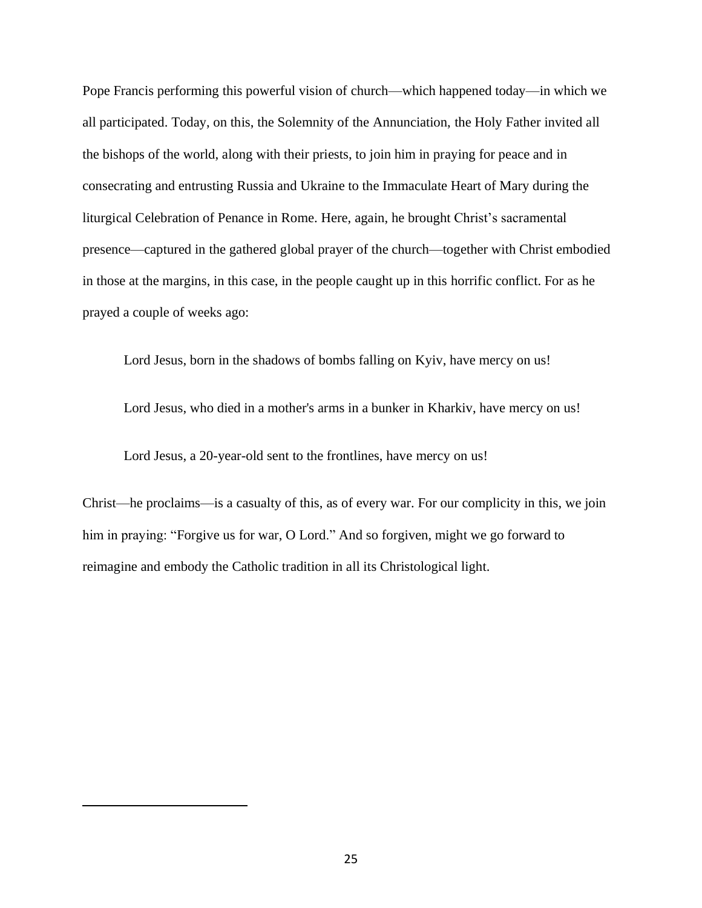Pope Francis performing this powerful vision of church—which happened today—in which we all participated. Today, on this, the Solemnity of the Annunciation, the Holy Father invited all the bishops of the world, along with their priests, to join him in praying for peace and in consecrating and entrusting Russia and Ukraine to the Immaculate Heart of Mary during the liturgical Celebration of Penance in Rome. Here, again, he brought Christ's sacramental presence—captured in the gathered global prayer of the church—together with Christ embodied in those at the margins, in this case, in the people caught up in this horrific conflict. For as he prayed a couple of weeks ago:

> Lord Jesus, born in the shadows of bombs falling on Kyiv, have mercy on us!
>
> Lord Jesus, who died in a mother's arms in a bunker in Kharkiv, have mercy on us!
>
> Lord Jesus, a 20-year-old sent to the frontlines, have mercy on us!

Christ—he proclaims—is a casualty of this, as of every war. For our complicity in this, we join him in praying: "Forgive us for war, O Lord." And so forgiven, might we go forward to reimagine and embody the Catholic tradition in all its Christological light.